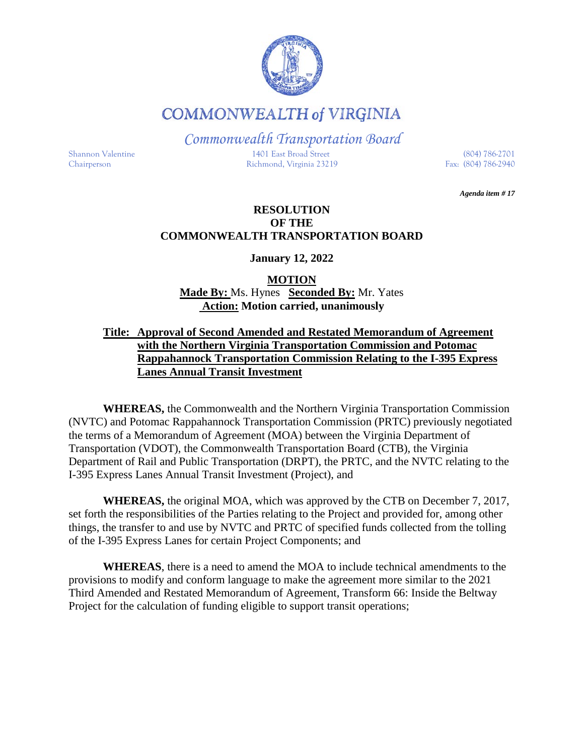# COMMONWEALTH of VIRGINIA

## *Commonwealth Transportation Board*

Shannon Valentine
Chairperson

1401 East Broad Street
Richmond, Virginia 23219

(804) 786-2701
Fax: (804) 786-2940

***Agenda item # 17***

**RESOLUTION**
**OF THE**
**COMMONWEALTH TRANSPORTATION BOARD**

**January 12, 2022**

**MOTION**

**Made By:** Ms. Hynes **Seconded By:** Mr. Yates

**Action: Motion carried, unanimously**

**Title: Approval of Second Amended and Restated Memorandum of Agreement with the Northern Virginia Transportation Commission and Potomac Rappahannock Transportation Commission Relating to the I-395 Express Lanes Annual Transit Investment**

**WHEREAS,** the Commonwealth and the Northern Virginia Transportation Commission (NVTC) and Potomac Rappahannock Transportation Commission (PRTC) previously negotiated the terms of a Memorandum of Agreement (MOA) between the Virginia Department of Transportation (VDOT), the Commonwealth Transportation Board (CTB), the Virginia Department of Rail and Public Transportation (DRPT), the PRTC, and the NVTC relating to the I-395 Express Lanes Annual Transit Investment (Project), and

**WHEREAS,** the original MOA, which was approved by the CTB on December 7, 2017, set forth the responsibilities of the Parties relating to the Project and provided for, among other things, the transfer to and use by NVTC and PRTC of specified funds collected from the tolling of the I-395 Express Lanes for certain Project Components; and

**WHEREAS**, there is a need to amend the MOA to include technical amendments to the provisions to modify and conform language to make the agreement more similar to the 2021 Third Amended and Restated Memorandum of Agreement, Transform 66: Inside the Beltway Project for the calculation of funding eligible to support transit operations;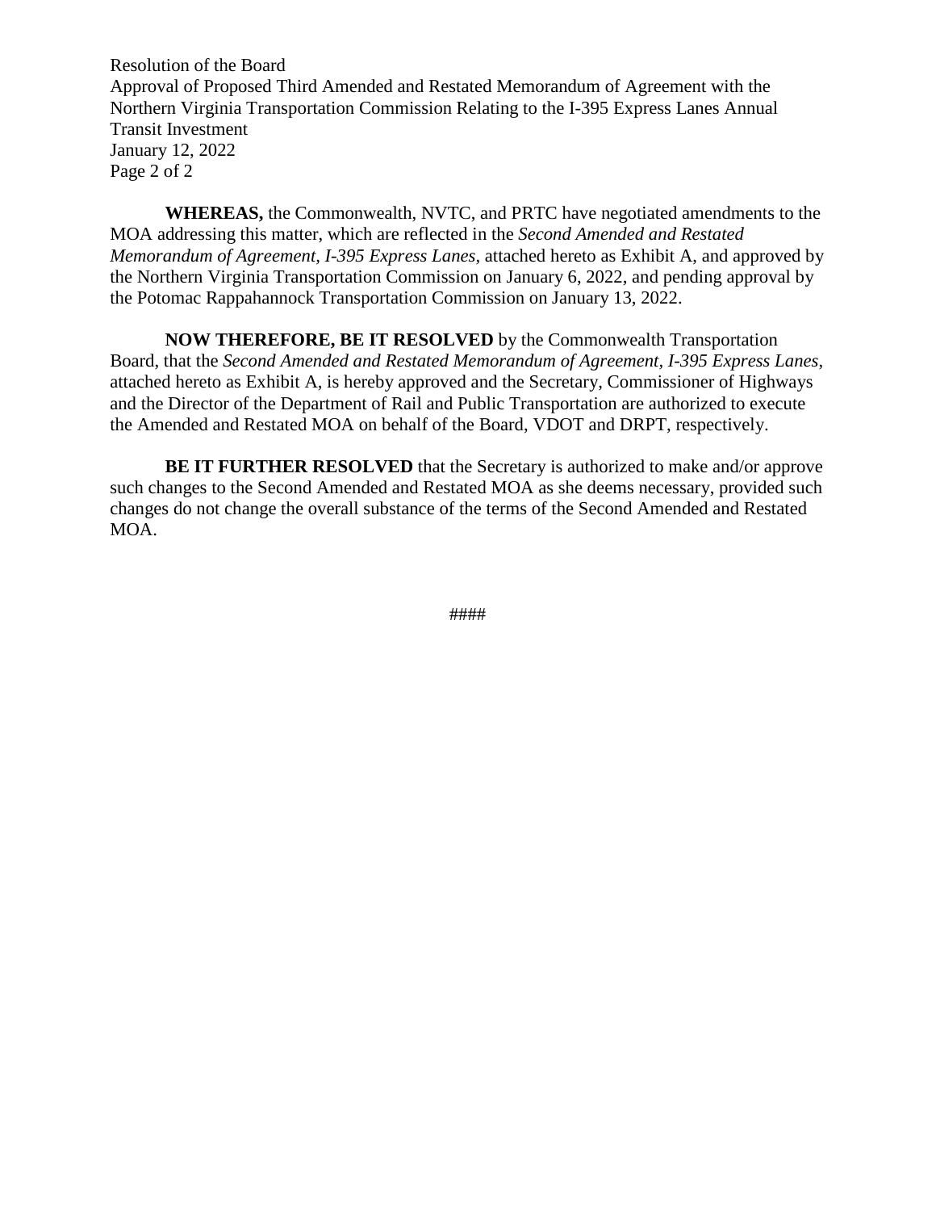**WHEREAS,** the Commonwealth, NVTC, and PRTC have negotiated amendments to the MOA addressing this matter, which are reflected in the *Second Amended and Restated Memorandum of Agreement, I-395 Express Lanes*, attached hereto as Exhibit A, and approved by the Northern Virginia Transportation Commission on January 6, 2022, and pending approval by the Potomac Rappahannock Transportation Commission on January 13, 2022.

**NOW THEREFORE, BE IT RESOLVED** by the Commonwealth Transportation Board, that the *Second Amended and Restated Memorandum of Agreement, I-395 Express Lanes*, attached hereto as Exhibit A, is hereby approved and the Secretary, Commissioner of Highways and the Director of the Department of Rail and Public Transportation are authorized to execute the Amended and Restated MOA on behalf of the Board, VDOT and DRPT, respectively.

**BE IT FURTHER RESOLVED** that the Secretary is authorized to make and/or approve such changes to the Second Amended and Restated MOA as she deems necessary, provided such changes do not change the overall substance of the terms of the Second Amended and Restated MOA.

####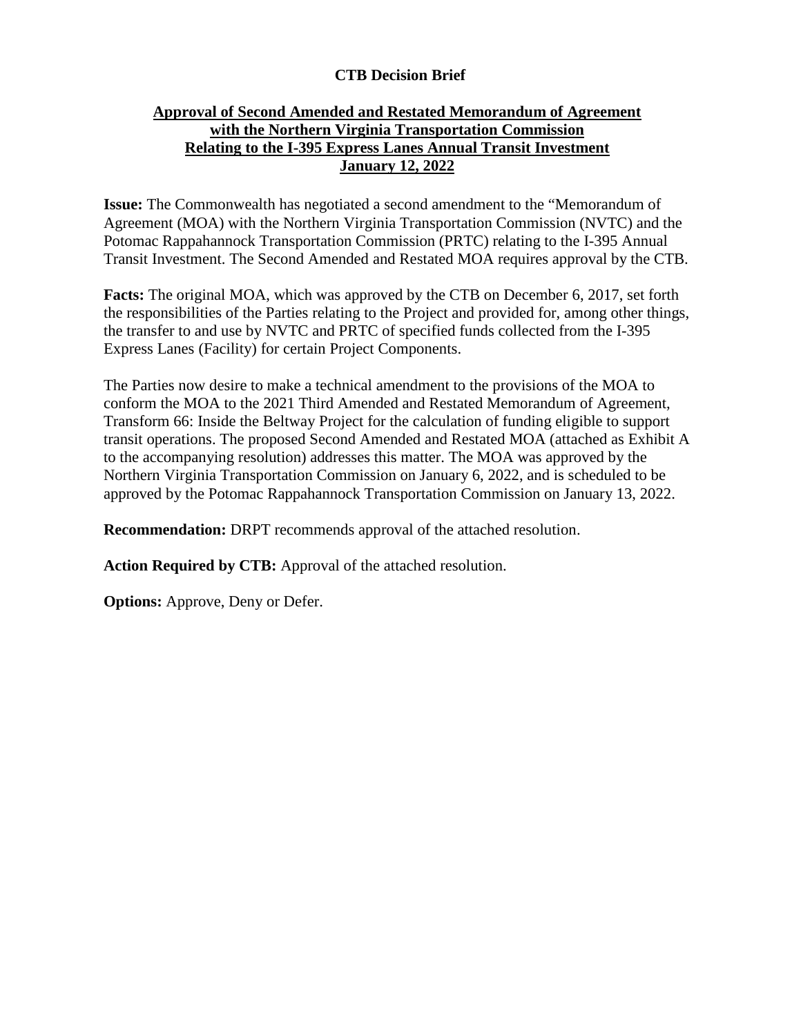**CTB Decision Brief**

## Approval of Second Amended and Restated Memorandum of Agreement with the Northern Virginia Transportation Commission Relating to the I-395 Express Lanes Annual Transit Investment January 12, 2022

**Issue:** The Commonwealth has negotiated a second amendment to the "Memorandum of Agreement (MOA) with the Northern Virginia Transportation Commission (NVTC) and the Potomac Rappahannock Transportation Commission (PRTC) relating to the I-395 Annual Transit Investment. The Second Amended and Restated MOA requires approval by the CTB.

**Facts:** The original MOA, which was approved by the CTB on December 6, 2017, set forth the responsibilities of the Parties relating to the Project and provided for, among other things, the transfer to and use by NVTC and PRTC of specified funds collected from the I-395 Express Lanes (Facility) for certain Project Components.

The Parties now desire to make a technical amendment to the provisions of the MOA to conform the MOA to the 2021 Third Amended and Restated Memorandum of Agreement, Transform 66: Inside the Beltway Project for the calculation of funding eligible to support transit operations. The proposed Second Amended and Restated MOA (attached as Exhibit A to the accompanying resolution) addresses this matter. The MOA was approved by the Northern Virginia Transportation Commission on January 6, 2022, and is scheduled to be approved by the Potomac Rappahannock Transportation Commission on January 13, 2022.

**Recommendation:** DRPT recommends approval of the attached resolution.

**Action Required by CTB:** Approval of the attached resolution.

**Options:** Approve, Deny or Defer.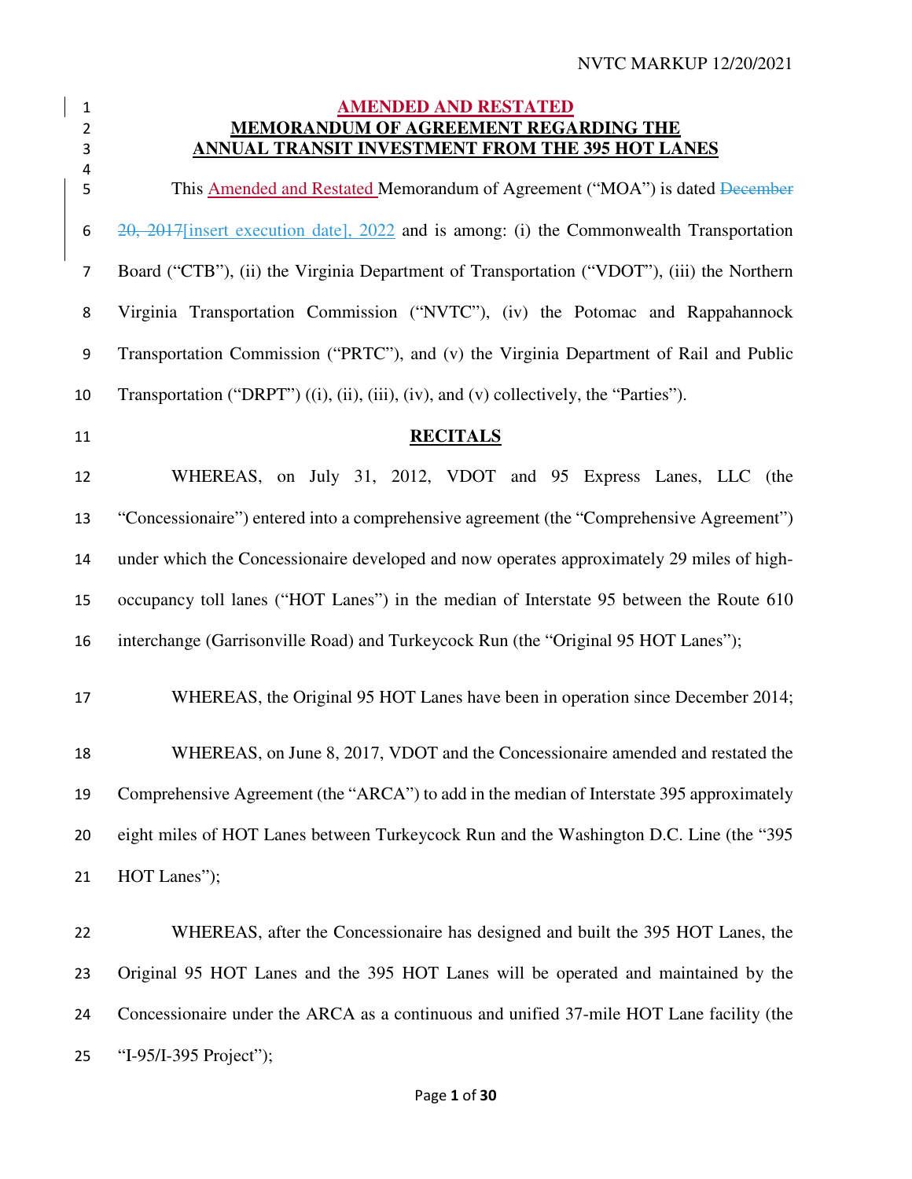# AMENDED AND RESTATED MEMORANDUM OF AGREEMENT REGARDING THE ANNUAL TRANSIT INVESTMENT FROM THE 395 HOT LANES

This Amended and Restated Memorandum of Agreement ("MOA") is dated ~~December 20, 2017~~[insert execution date], 2022 and is among: (i) the Commonwealth Transportation Board ("CTB"), (ii) the Virginia Department of Transportation ("VDOT"), (iii) the Northern Virginia Transportation Commission ("NVTC"), (iv) the Potomac and Rappahannock Transportation Commission ("PRTC"), and (v) the Virginia Department of Rail and Public Transportation ("DRPT") ((i), (ii), (iii), (iv), and (v) collectively, the "Parties").

## RECITALS

WHEREAS, on July 31, 2012, VDOT and 95 Express Lanes, LLC (the "Concessionaire") entered into a comprehensive agreement (the "Comprehensive Agreement") under which the Concessionaire developed and now operates approximately 29 miles of high-occupancy toll lanes ("HOT Lanes") in the median of Interstate 95 between the Route 610 interchange (Garrisonville Road) and Turkeycock Run (the "Original 95 HOT Lanes");

WHEREAS, the Original 95 HOT Lanes have been in operation since December 2014;

WHEREAS, on June 8, 2017, VDOT and the Concessionaire amended and restated the Comprehensive Agreement (the "ARCA") to add in the median of Interstate 395 approximately eight miles of HOT Lanes between Turkeycock Run and the Washington D.C. Line (the "395 HOT Lanes");

WHEREAS, after the Concessionaire has designed and built the 395 HOT Lanes, the Original 95 HOT Lanes and the 395 HOT Lanes will be operated and maintained by the Concessionaire under the ARCA as a continuous and unified 37-mile HOT Lane facility (the "I-95/I-395 Project");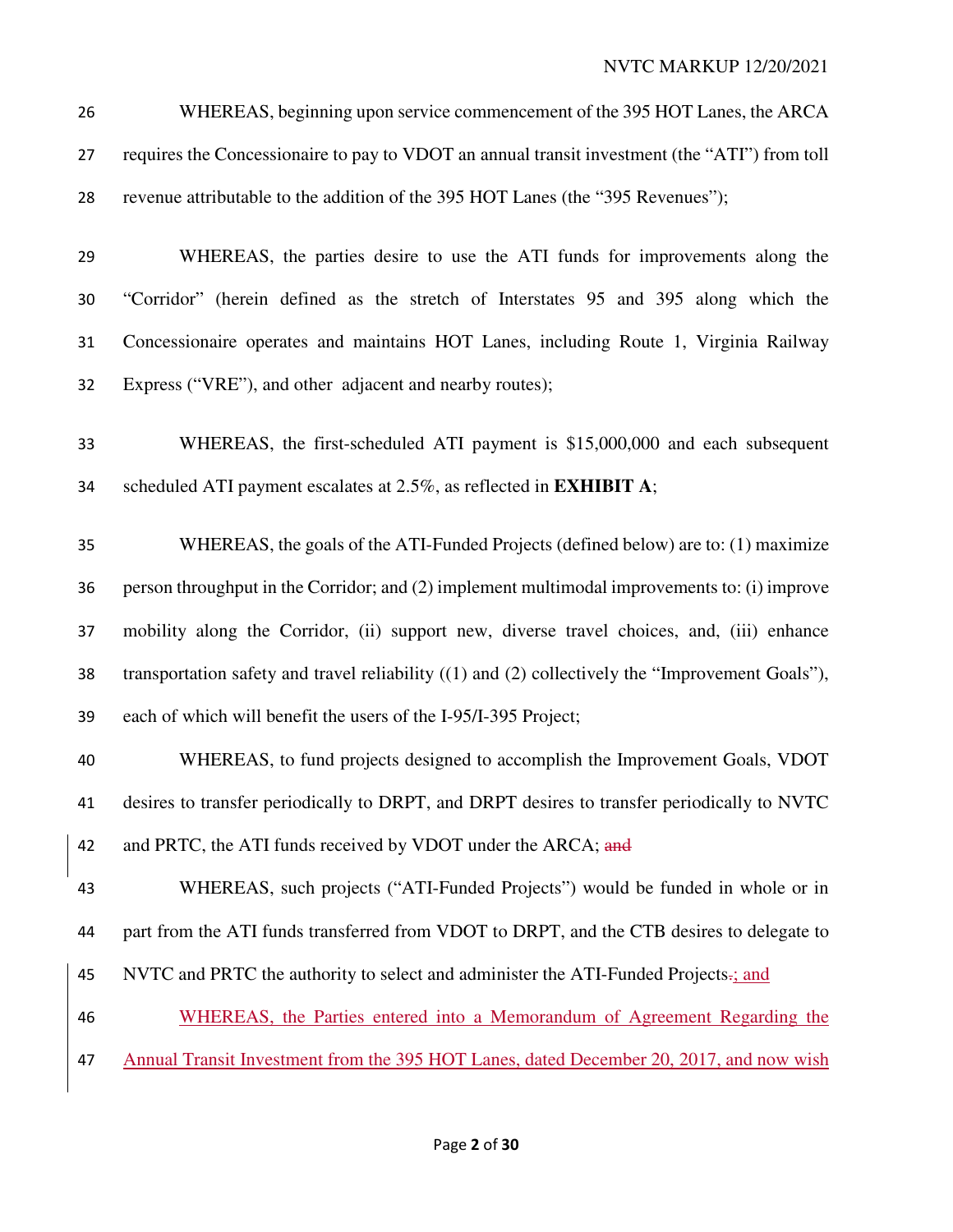WHEREAS, beginning upon service commencement of the 395 HOT Lanes, the ARCA requires the Concessionaire to pay to VDOT an annual transit investment (the "ATI") from toll revenue attributable to the addition of the 395 HOT Lanes (the "395 Revenues");

WHEREAS, the parties desire to use the ATI funds for improvements along the "Corridor" (herein defined as the stretch of Interstates 95 and 395 along which the Concessionaire operates and maintains HOT Lanes, including Route 1, Virginia Railway Express ("VRE"), and other adjacent and nearby routes);

WHEREAS, the first-scheduled ATI payment is $15,000,000 and each subsequent scheduled ATI payment escalates at 2.5%, as reflected in **EXHIBIT A**;

WHEREAS, the goals of the ATI-Funded Projects (defined below) are to: (1) maximize person throughput in the Corridor; and (2) implement multimodal improvements to: (i) improve mobility along the Corridor, (ii) support new, diverse travel choices, and, (iii) enhance transportation safety and travel reliability ((1) and (2) collectively the "Improvement Goals"), each of which will benefit the users of the I-95/I-395 Project;

WHEREAS, to fund projects designed to accomplish the Improvement Goals, VDOT desires to transfer periodically to DRPT, and DRPT desires to transfer periodically to NVTC and PRTC, the ATI funds received by VDOT under the ARCA; ~~and~~

WHEREAS, such projects ("ATI-Funded Projects") would be funded in whole or in part from the ATI funds transferred from VDOT to DRPT, and the CTB desires to delegate to NVTC and PRTC the authority to select and administer the ATI-Funded Projects~~.~~; and

WHEREAS, the Parties entered into a Memorandum of Agreement Regarding the Annual Transit Investment from the 395 HOT Lanes, dated December 20, 2017, and now wish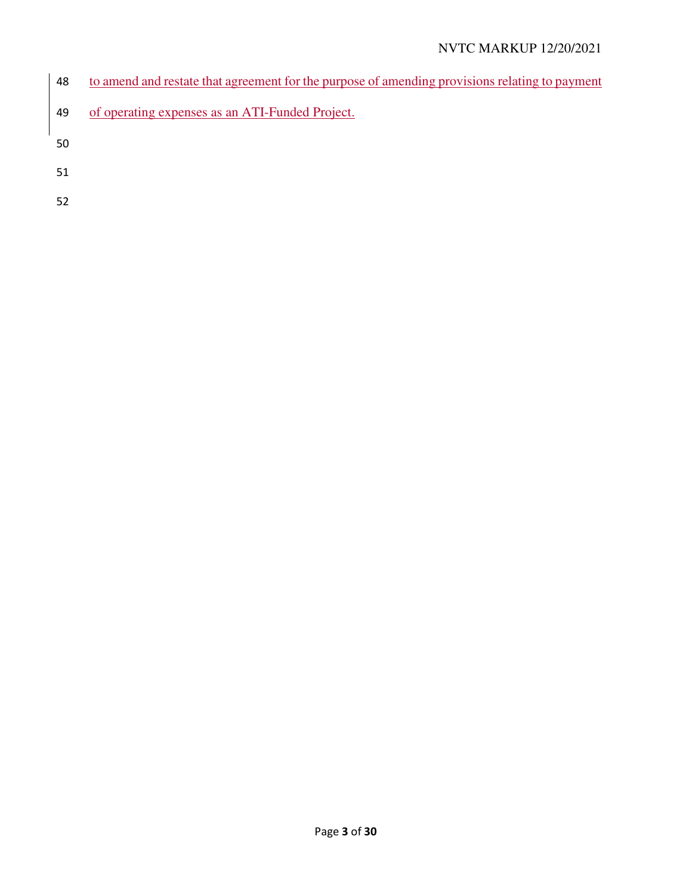to amend and restate that agreement for the purpose of amending provisions relating to payment of operating expenses as an ATI-Funded Project.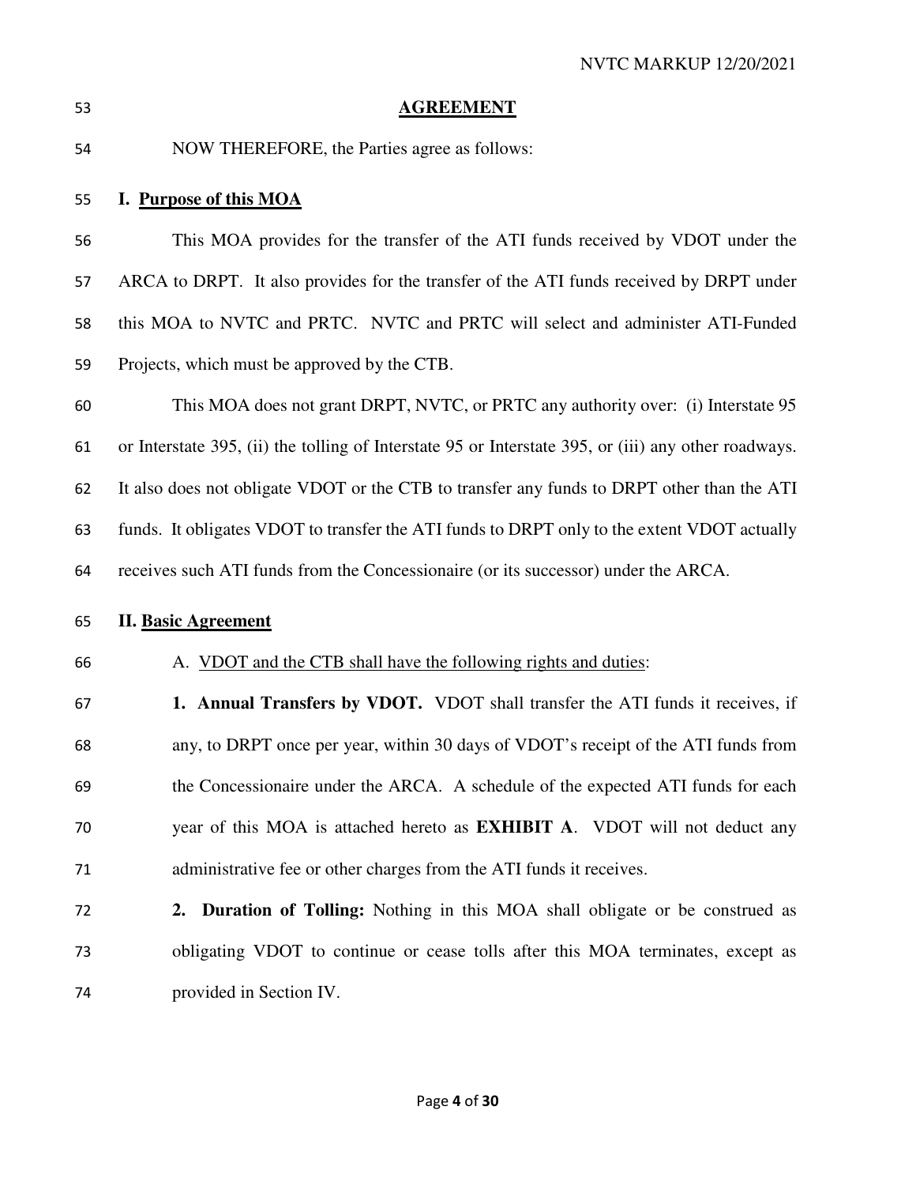## AGREEMENT

NOW THEREFORE, the Parties agree as follows:

### I. Purpose of this MOA

This MOA provides for the transfer of the ATI funds received by VDOT under the ARCA to DRPT. It also provides for the transfer of the ATI funds received by DRPT under this MOA to NVTC and PRTC. NVTC and PRTC will select and administer ATI-Funded Projects, which must be approved by the CTB.

This MOA does not grant DRPT, NVTC, or PRTC any authority over: (i) Interstate 95 or Interstate 395, (ii) the tolling of Interstate 95 or Interstate 395, or (iii) any other roadways. It also does not obligate VDOT or the CTB to transfer any funds to DRPT other than the ATI funds. It obligates VDOT to transfer the ATI funds to DRPT only to the extent VDOT actually receives such ATI funds from the Concessionaire (or its successor) under the ARCA.

### II. Basic Agreement

A. VDOT and the CTB shall have the following rights and duties:

**1. Annual Transfers by VDOT.** VDOT shall transfer the ATI funds it receives, if any, to DRPT once per year, within 30 days of VDOT's receipt of the ATI funds from the Concessionaire under the ARCA. A schedule of the expected ATI funds for each year of this MOA is attached hereto as **EXHIBIT A**. VDOT will not deduct any administrative fee or other charges from the ATI funds it receives.

**2. Duration of Tolling:** Nothing in this MOA shall obligate or be construed as obligating VDOT to continue or cease tolls after this MOA terminates, except as provided in Section IV.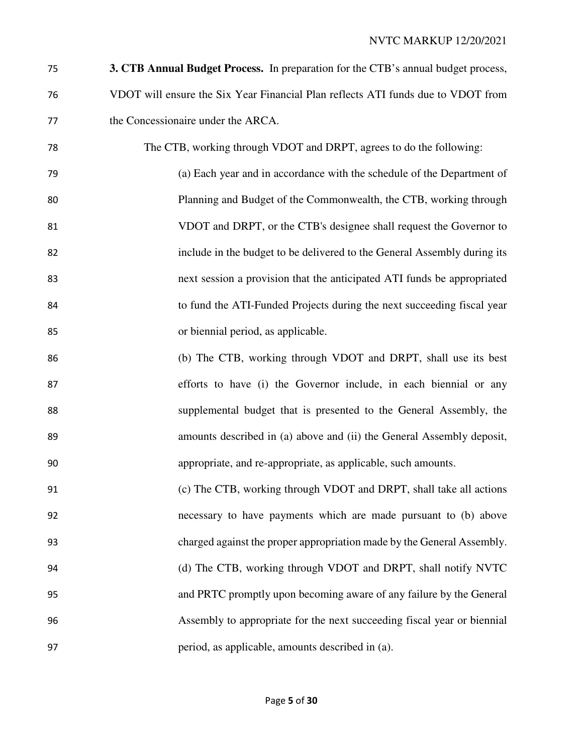**3. CTB Annual Budget Process.** In preparation for the CTB's annual budget process, VDOT will ensure the Six Year Financial Plan reflects ATI funds due to VDOT from the Concessionaire under the ARCA.

The CTB, working through VDOT and DRPT, agrees to do the following:

(a) Each year and in accordance with the schedule of the Department of Planning and Budget of the Commonwealth, the CTB, working through VDOT and DRPT, or the CTB's designee shall request the Governor to include in the budget to be delivered to the General Assembly during its next session a provision that the anticipated ATI funds be appropriated to fund the ATI-Funded Projects during the next succeeding fiscal year or biennial period, as applicable.

(b) The CTB, working through VDOT and DRPT, shall use its best efforts to have (i) the Governor include, in each biennial or any supplemental budget that is presented to the General Assembly, the amounts described in (a) above and (ii) the General Assembly deposit, appropriate, and re-appropriate, as applicable, such amounts.

(c) The CTB, working through VDOT and DRPT, shall take all actions necessary to have payments which are made pursuant to (b) above charged against the proper appropriation made by the General Assembly.

(d) The CTB, working through VDOT and DRPT, shall notify NVTC and PRTC promptly upon becoming aware of any failure by the General Assembly to appropriate for the next succeeding fiscal year or biennial period, as applicable, amounts described in (a).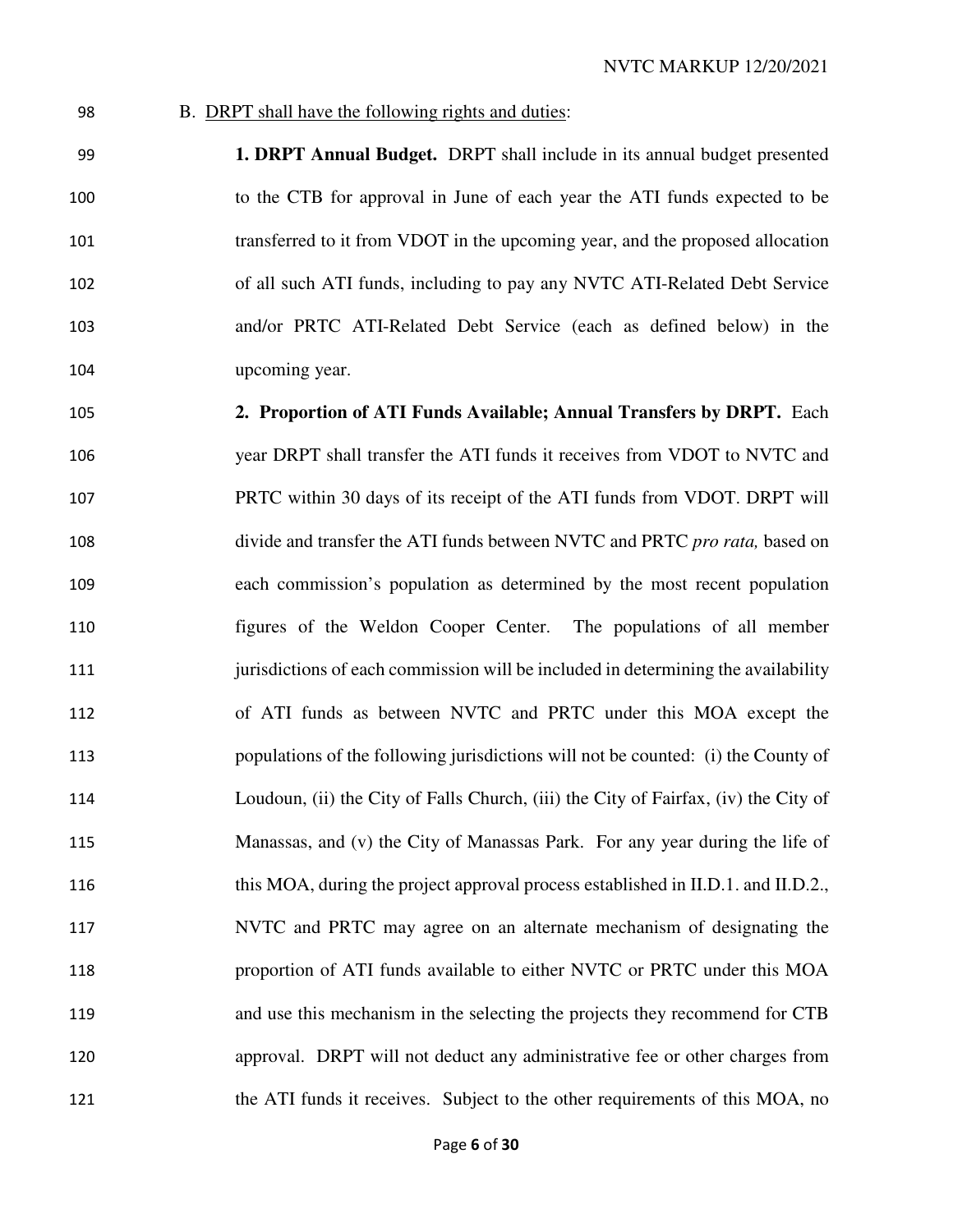B. <u>DRPT shall have the following rights and duties</u>:

**1. DRPT Annual Budget.** DRPT shall include in its annual budget presented to the CTB for approval in June of each year the ATI funds expected to be transferred to it from VDOT in the upcoming year, and the proposed allocation of all such ATI funds, including to pay any NVTC ATI-Related Debt Service and/or PRTC ATI-Related Debt Service (each as defined below) in the upcoming year.

**2. Proportion of ATI Funds Available; Annual Transfers by DRPT.** Each year DRPT shall transfer the ATI funds it receives from VDOT to NVTC and PRTC within 30 days of its receipt of the ATI funds from VDOT. DRPT will divide and transfer the ATI funds between NVTC and PRTC *pro rata,* based on each commission's population as determined by the most recent population figures of the Weldon Cooper Center. The populations of all member jurisdictions of each commission will be included in determining the availability of ATI funds as between NVTC and PRTC under this MOA except the populations of the following jurisdictions will not be counted: (i) the County of Loudoun, (ii) the City of Falls Church, (iii) the City of Fairfax, (iv) the City of Manassas, and (v) the City of Manassas Park. For any year during the life of this MOA, during the project approval process established in II.D.1. and II.D.2., NVTC and PRTC may agree on an alternate mechanism of designating the proportion of ATI funds available to either NVTC or PRTC under this MOA and use this mechanism in the selecting the projects they recommend for CTB approval. DRPT will not deduct any administrative fee or other charges from the ATI funds it receives. Subject to the other requirements of this MOA, no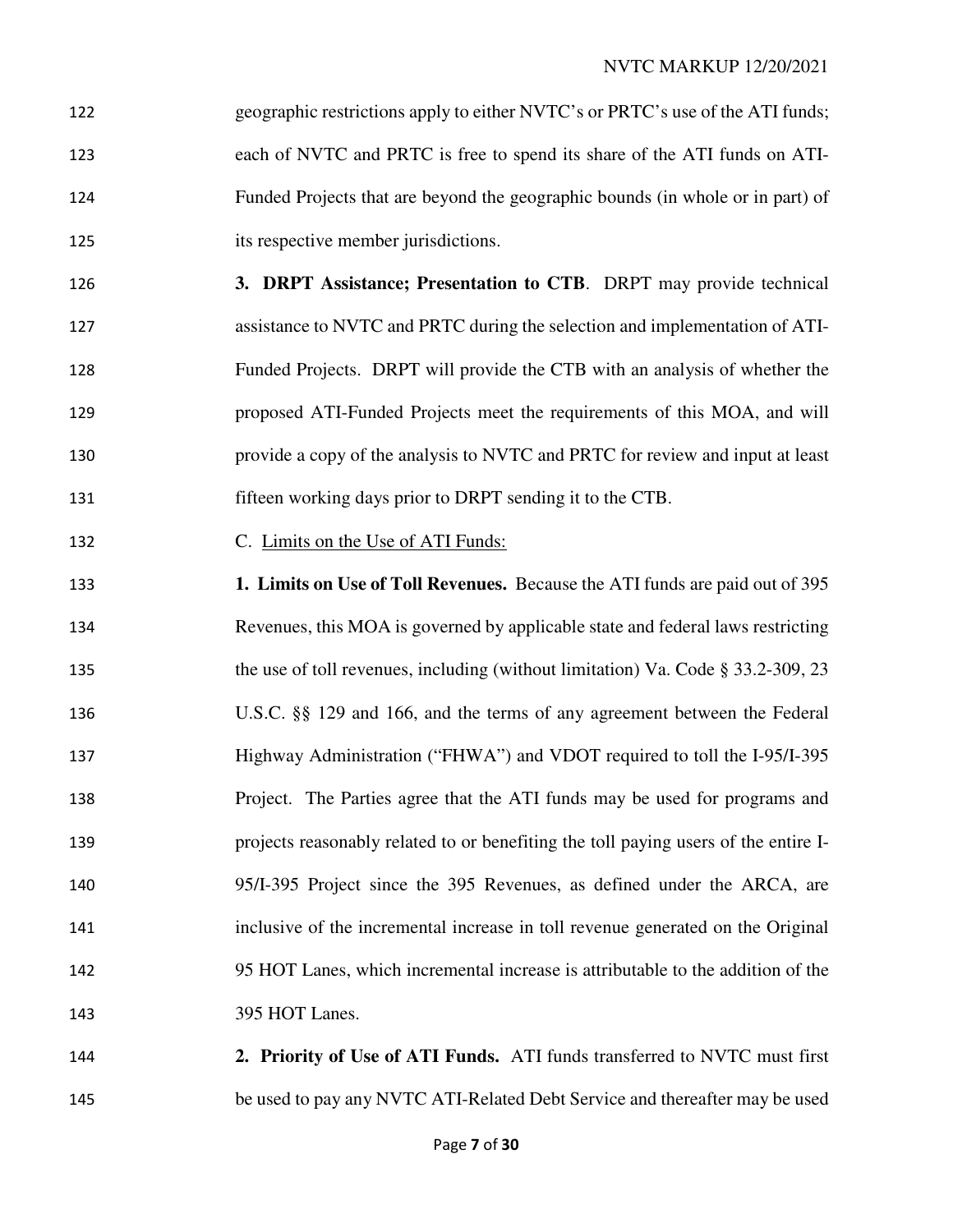geographic restrictions apply to either NVTC's or PRTC's use of the ATI funds; each of NVTC and PRTC is free to spend its share of the ATI funds on ATI-Funded Projects that are beyond the geographic bounds (in whole or in part) of its respective member jurisdictions.

**3. DRPT Assistance; Presentation to CTB**. DRPT may provide technical assistance to NVTC and PRTC during the selection and implementation of ATI-Funded Projects. DRPT will provide the CTB with an analysis of whether the proposed ATI-Funded Projects meet the requirements of this MOA, and will provide a copy of the analysis to NVTC and PRTC for review and input at least fifteen working days prior to DRPT sending it to the CTB.

C. Limits on the Use of ATI Funds:

**1. Limits on Use of Toll Revenues.** Because the ATI funds are paid out of 395 Revenues, this MOA is governed by applicable state and federal laws restricting the use of toll revenues, including (without limitation) Va. Code § 33.2-309, 23 U.S.C. §§ 129 and 166, and the terms of any agreement between the Federal Highway Administration ("FHWA") and VDOT required to toll the I-95/I-395 Project. The Parties agree that the ATI funds may be used for programs and projects reasonably related to or benefiting the toll paying users of the entire I-95/I-395 Project since the 395 Revenues, as defined under the ARCA, are inclusive of the incremental increase in toll revenue generated on the Original 95 HOT Lanes, which incremental increase is attributable to the addition of the 395 HOT Lanes.

**2. Priority of Use of ATI Funds.** ATI funds transferred to NVTC must first be used to pay any NVTC ATI-Related Debt Service and thereafter may be used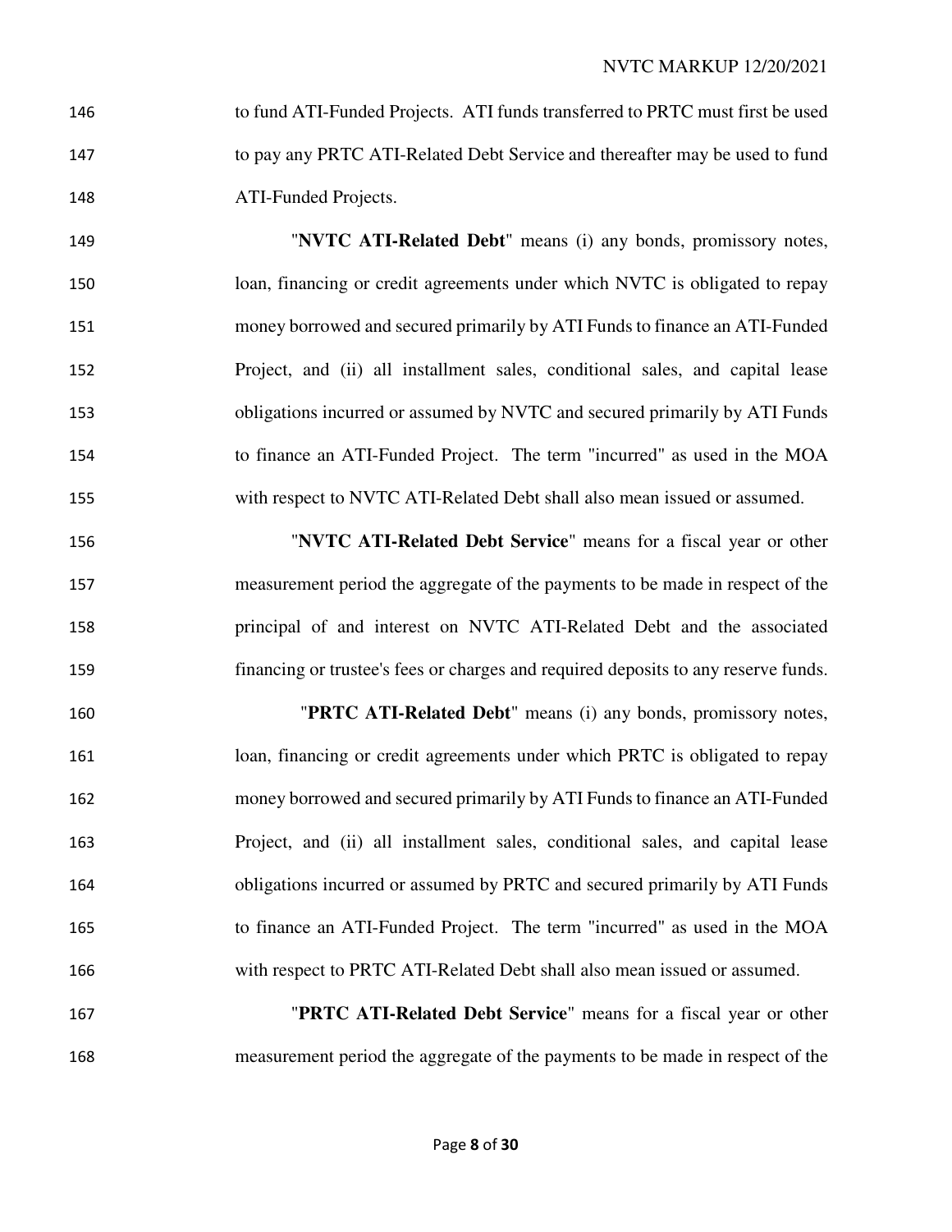to fund ATI-Funded Projects. ATI funds transferred to PRTC must first be used to pay any PRTC ATI-Related Debt Service and thereafter may be used to fund ATI-Funded Projects.

"**NVTC ATI-Related Debt**" means (i) any bonds, promissory notes, loan, financing or credit agreements under which NVTC is obligated to repay money borrowed and secured primarily by ATI Funds to finance an ATI-Funded Project, and (ii) all installment sales, conditional sales, and capital lease obligations incurred or assumed by NVTC and secured primarily by ATI Funds to finance an ATI-Funded Project. The term "incurred" as used in the MOA with respect to NVTC ATI-Related Debt shall also mean issued or assumed.

"**NVTC ATI-Related Debt Service**" means for a fiscal year or other measurement period the aggregate of the payments to be made in respect of the principal of and interest on NVTC ATI-Related Debt and the associated financing or trustee's fees or charges and required deposits to any reserve funds.

"**PRTC ATI-Related Debt**" means (i) any bonds, promissory notes, loan, financing or credit agreements under which PRTC is obligated to repay money borrowed and secured primarily by ATI Funds to finance an ATI-Funded Project, and (ii) all installment sales, conditional sales, and capital lease obligations incurred or assumed by PRTC and secured primarily by ATI Funds to finance an ATI-Funded Project. The term "incurred" as used in the MOA with respect to PRTC ATI-Related Debt shall also mean issued or assumed.

"**PRTC ATI-Related Debt Service**" means for a fiscal year or other measurement period the aggregate of the payments to be made in respect of the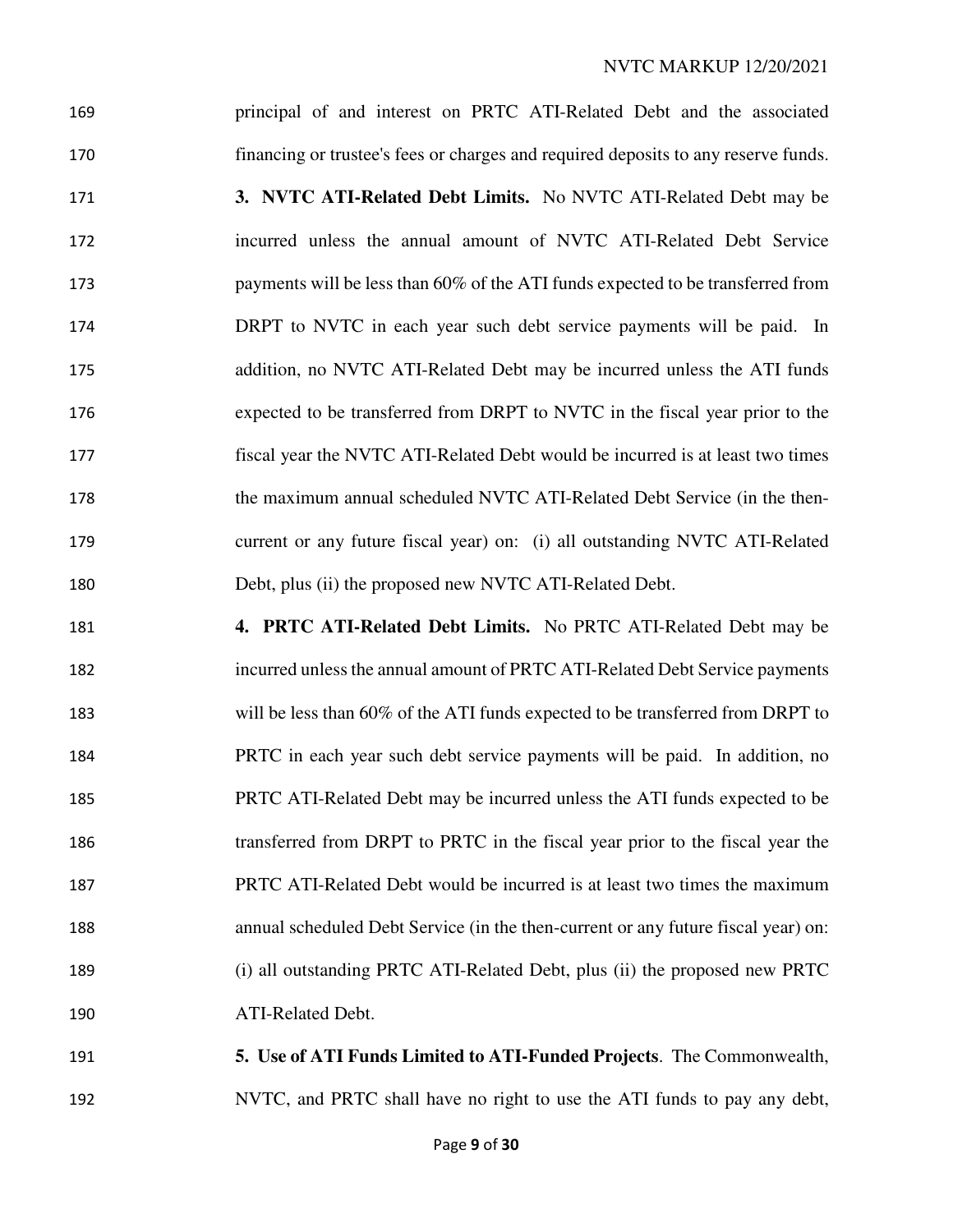principal of and interest on PRTC ATI-Related Debt and the associated financing or trustee's fees or charges and required deposits to any reserve funds.

**3. NVTC ATI-Related Debt Limits.** No NVTC ATI-Related Debt may be incurred unless the annual amount of NVTC ATI-Related Debt Service payments will be less than 60% of the ATI funds expected to be transferred from DRPT to NVTC in each year such debt service payments will be paid. In addition, no NVTC ATI-Related Debt may be incurred unless the ATI funds expected to be transferred from DRPT to NVTC in the fiscal year prior to the fiscal year the NVTC ATI-Related Debt would be incurred is at least two times the maximum annual scheduled NVTC ATI-Related Debt Service (in the then-current or any future fiscal year) on: (i) all outstanding NVTC ATI-Related Debt, plus (ii) the proposed new NVTC ATI-Related Debt.

**4. PRTC ATI-Related Debt Limits.** No PRTC ATI-Related Debt may be incurred unless the annual amount of PRTC ATI-Related Debt Service payments will be less than 60% of the ATI funds expected to be transferred from DRPT to PRTC in each year such debt service payments will be paid. In addition, no PRTC ATI-Related Debt may be incurred unless the ATI funds expected to be transferred from DRPT to PRTC in the fiscal year prior to the fiscal year the PRTC ATI-Related Debt would be incurred is at least two times the maximum annual scheduled Debt Service (in the then-current or any future fiscal year) on: (i) all outstanding PRTC ATI-Related Debt, plus (ii) the proposed new PRTC ATI-Related Debt.

**5. Use of ATI Funds Limited to ATI-Funded Projects**. The Commonwealth, NVTC, and PRTC shall have no right to use the ATI funds to pay any debt,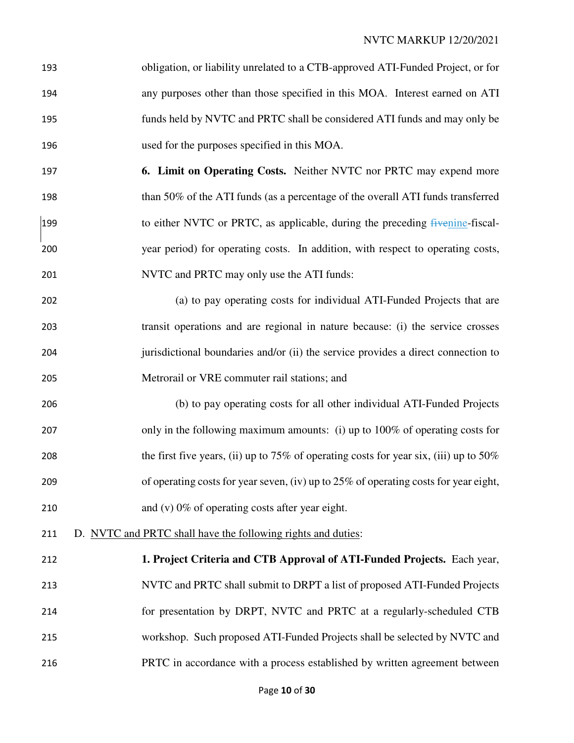obligation, or liability unrelated to a CTB-approved ATI-Funded Project, or for any purposes other than those specified in this MOA. Interest earned on ATI funds held by NVTC and PRTC shall be considered ATI funds and may only be used for the purposes specified in this MOA.

**6. Limit on Operating Costs.** Neither NVTC nor PRTC may expend more than 50% of the ATI funds (as a percentage of the overall ATI funds transferred to either NVTC or PRTC, as applicable, during the preceding ~~five~~nine-fiscal-year period) for operating costs. In addition, with respect to operating costs, NVTC and PRTC may only use the ATI funds:

(a) to pay operating costs for individual ATI-Funded Projects that are transit operations and are regional in nature because: (i) the service crosses jurisdictional boundaries and/or (ii) the service provides a direct connection to Metrorail or VRE commuter rail stations; and

(b) to pay operating costs for all other individual ATI-Funded Projects only in the following maximum amounts: (i) up to 100% of operating costs for the first five years, (ii) up to 75% of operating costs for year six, (iii) up to 50% of operating costs for year seven, (iv) up to 25% of operating costs for year eight, and (v) 0% of operating costs after year eight.

D. NVTC and PRTC shall have the following rights and duties:

**1. Project Criteria and CTB Approval of ATI-Funded Projects.** Each year, NVTC and PRTC shall submit to DRPT a list of proposed ATI-Funded Projects for presentation by DRPT, NVTC and PRTC at a regularly-scheduled CTB workshop. Such proposed ATI-Funded Projects shall be selected by NVTC and PRTC in accordance with a process established by written agreement between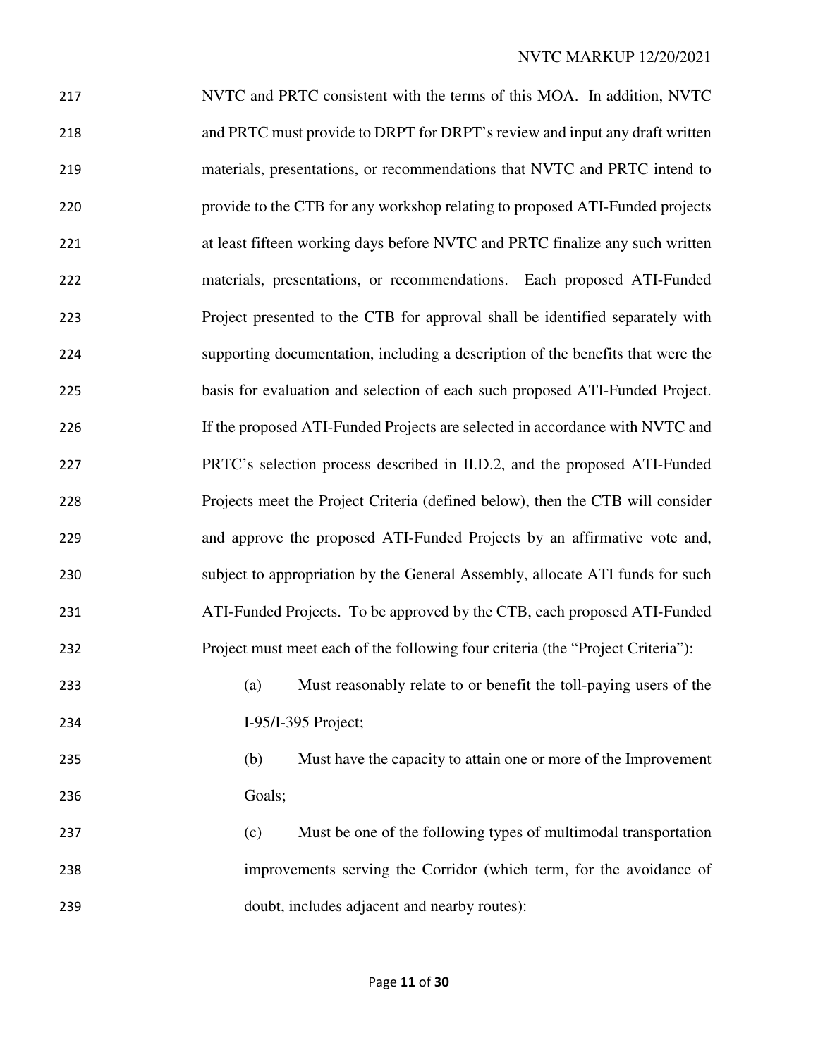NVTC and PRTC consistent with the terms of this MOA. In addition, NVTC and PRTC must provide to DRPT for DRPT's review and input any draft written materials, presentations, or recommendations that NVTC and PRTC intend to provide to the CTB for any workshop relating to proposed ATI-Funded projects at least fifteen working days before NVTC and PRTC finalize any such written materials, presentations, or recommendations. Each proposed ATI-Funded Project presented to the CTB for approval shall be identified separately with supporting documentation, including a description of the benefits that were the basis for evaluation and selection of each such proposed ATI-Funded Project. If the proposed ATI-Funded Projects are selected in accordance with NVTC and PRTC's selection process described in II.D.2, and the proposed ATI-Funded Projects meet the Project Criteria (defined below), then the CTB will consider and approve the proposed ATI-Funded Projects by an affirmative vote and, subject to appropriation by the General Assembly, allocate ATI funds for such ATI-Funded Projects. To be approved by the CTB, each proposed ATI-Funded Project must meet each of the following four criteria (the "Project Criteria"):

(a) Must reasonably relate to or benefit the toll-paying users of the I-95/I-395 Project;

(b) Must have the capacity to attain one or more of the Improvement Goals;

(c) Must be one of the following types of multimodal transportation improvements serving the Corridor (which term, for the avoidance of doubt, includes adjacent and nearby routes):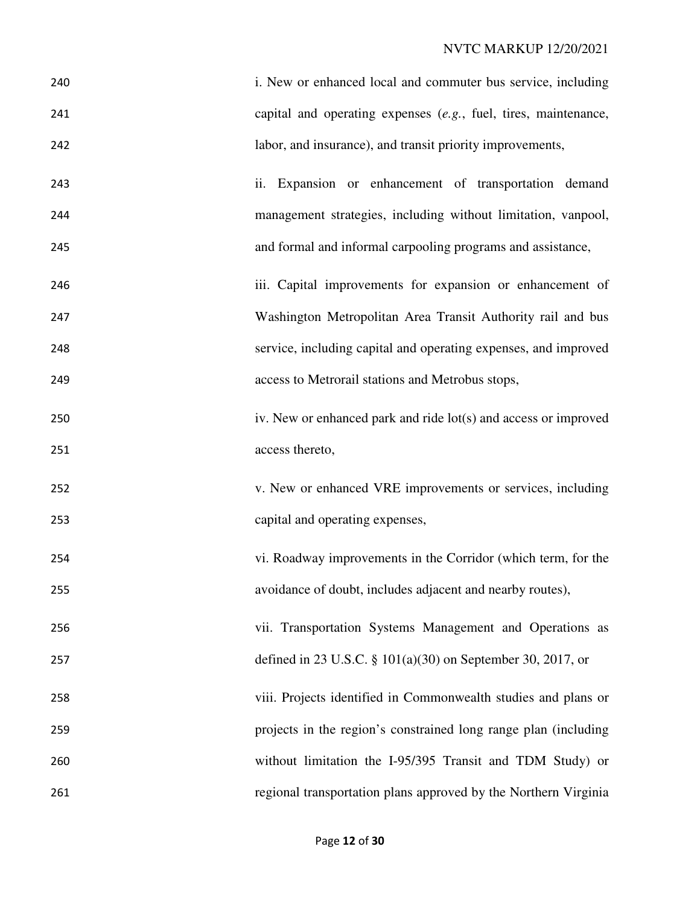i. New or enhanced local and commuter bus service, including capital and operating expenses (*e.g.*, fuel, tires, maintenance, labor, and insurance), and transit priority improvements,

ii. Expansion or enhancement of transportation demand management strategies, including without limitation, vanpool, and formal and informal carpooling programs and assistance,

iii. Capital improvements for expansion or enhancement of Washington Metropolitan Area Transit Authority rail and bus service, including capital and operating expenses, and improved access to Metrorail stations and Metrobus stops,

iv. New or enhanced park and ride lot(s) and access or improved access thereto,

v. New or enhanced VRE improvements or services, including capital and operating expenses,

vi. Roadway improvements in the Corridor (which term, for the avoidance of doubt, includes adjacent and nearby routes),

vii. Transportation Systems Management and Operations as defined in 23 U.S.C. § 101(a)(30) on September 30, 2017, or

viii. Projects identified in Commonwealth studies and plans or projects in the region's constrained long range plan (including without limitation the I-95/395 Transit and TDM Study) or regional transportation plans approved by the Northern Virginia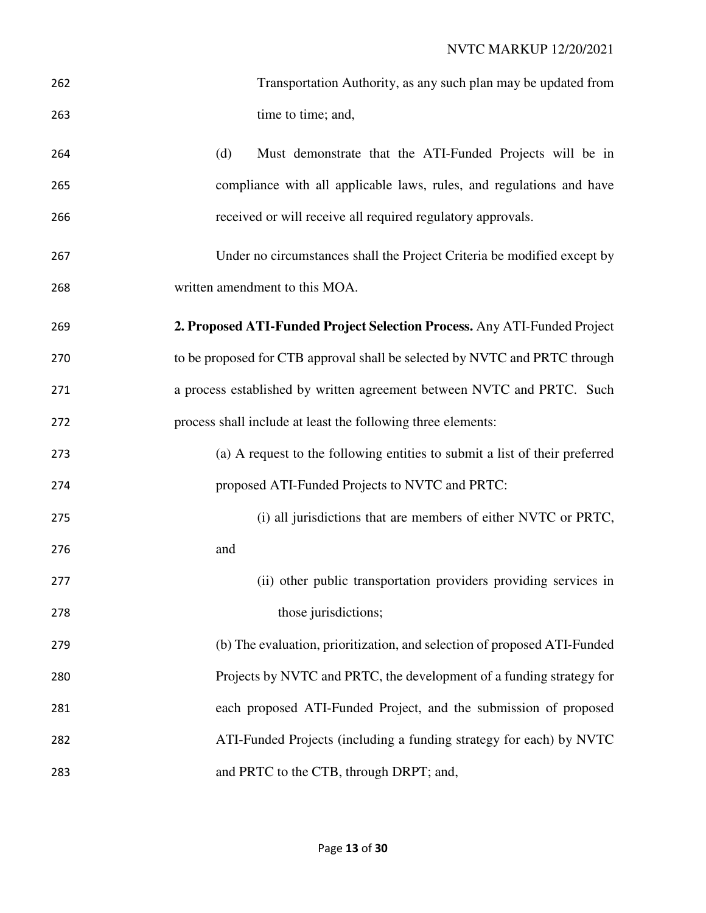Transportation Authority, as any such plan may be updated from time to time; and,

(d) Must demonstrate that the ATI-Funded Projects will be in compliance with all applicable laws, rules, and regulations and have received or will receive all required regulatory approvals.

Under no circumstances shall the Project Criteria be modified except by written amendment to this MOA.

**2. Proposed ATI-Funded Project Selection Process.** Any ATI-Funded Project to be proposed for CTB approval shall be selected by NVTC and PRTC through a process established by written agreement between NVTC and PRTC. Such process shall include at least the following three elements:

(a) A request to the following entities to submit a list of their preferred proposed ATI-Funded Projects to NVTC and PRTC:

(i) all jurisdictions that are members of either NVTC or PRTC, and

(ii) other public transportation providers providing services in those jurisdictions;

(b) The evaluation, prioritization, and selection of proposed ATI-Funded Projects by NVTC and PRTC, the development of a funding strategy for each proposed ATI-Funded Project, and the submission of proposed ATI-Funded Projects (including a funding strategy for each) by NVTC and PRTC to the CTB, through DRPT; and,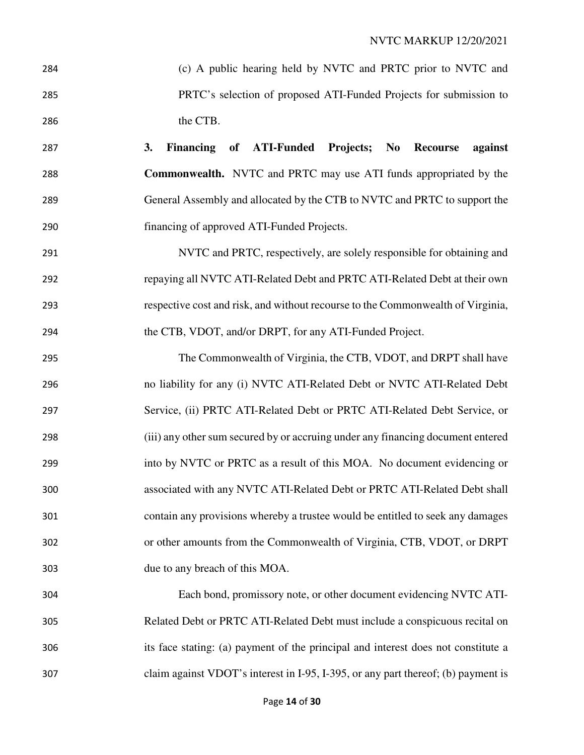(c) A public hearing held by NVTC and PRTC prior to NVTC and PRTC's selection of proposed ATI-Funded Projects for submission to the CTB.

**3. Financing of ATI-Funded Projects; No Recourse against Commonwealth.** NVTC and PRTC may use ATI funds appropriated by the General Assembly and allocated by the CTB to NVTC and PRTC to support the financing of approved ATI-Funded Projects.

NVTC and PRTC, respectively, are solely responsible for obtaining and repaying all NVTC ATI-Related Debt and PRTC ATI-Related Debt at their own respective cost and risk, and without recourse to the Commonwealth of Virginia, the CTB, VDOT, and/or DRPT, for any ATI-Funded Project.

The Commonwealth of Virginia, the CTB, VDOT, and DRPT shall have no liability for any (i) NVTC ATI-Related Debt or NVTC ATI-Related Debt Service, (ii) PRTC ATI-Related Debt or PRTC ATI-Related Debt Service, or (iii) any other sum secured by or accruing under any financing document entered into by NVTC or PRTC as a result of this MOA. No document evidencing or associated with any NVTC ATI-Related Debt or PRTC ATI-Related Debt shall contain any provisions whereby a trustee would be entitled to seek any damages or other amounts from the Commonwealth of Virginia, CTB, VDOT, or DRPT due to any breach of this MOA.

Each bond, promissory note, or other document evidencing NVTC ATI-Related Debt or PRTC ATI-Related Debt must include a conspicuous recital on its face stating: (a) payment of the principal and interest does not constitute a claim against VDOT's interest in I-95, I-395, or any part thereof; (b) payment is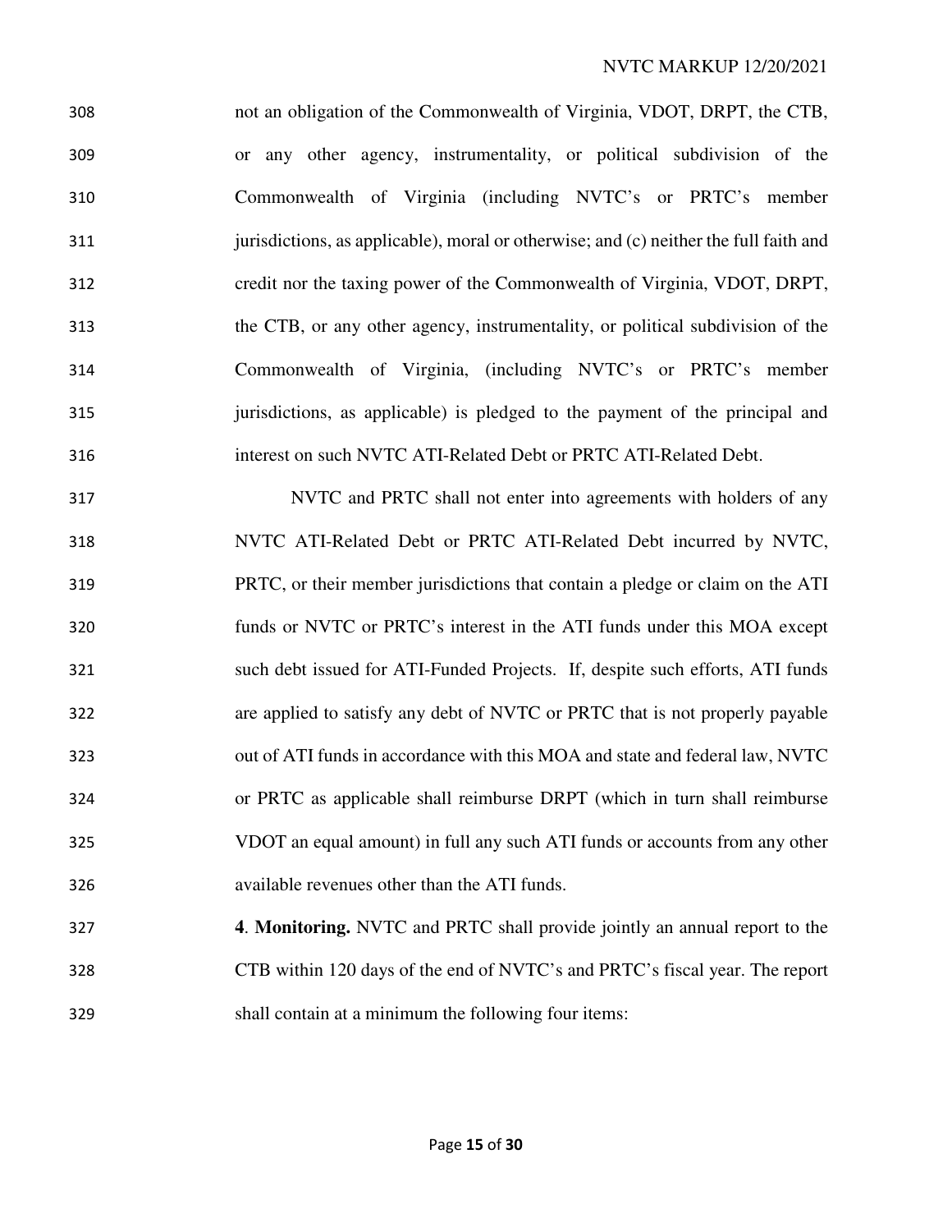not an obligation of the Commonwealth of Virginia, VDOT, DRPT, the CTB, or any other agency, instrumentality, or political subdivision of the Commonwealth of Virginia (including NVTC's or PRTC's member jurisdictions, as applicable), moral or otherwise; and (c) neither the full faith and credit nor the taxing power of the Commonwealth of Virginia, VDOT, DRPT, the CTB, or any other agency, instrumentality, or political subdivision of the Commonwealth of Virginia, (including NVTC's or PRTC's member jurisdictions, as applicable) is pledged to the payment of the principal and interest on such NVTC ATI-Related Debt or PRTC ATI-Related Debt.

NVTC and PRTC shall not enter into agreements with holders of any NVTC ATI-Related Debt or PRTC ATI-Related Debt incurred by NVTC, PRTC, or their member jurisdictions that contain a pledge or claim on the ATI funds or NVTC or PRTC's interest in the ATI funds under this MOA except such debt issued for ATI-Funded Projects. If, despite such efforts, ATI funds are applied to satisfy any debt of NVTC or PRTC that is not properly payable out of ATI funds in accordance with this MOA and state and federal law, NVTC or PRTC as applicable shall reimburse DRPT (which in turn shall reimburse VDOT an equal amount) in full any such ATI funds or accounts from any other available revenues other than the ATI funds.

**4**. **Monitoring.** NVTC and PRTC shall provide jointly an annual report to the CTB within 120 days of the end of NVTC's and PRTC's fiscal year. The report shall contain at a minimum the following four items: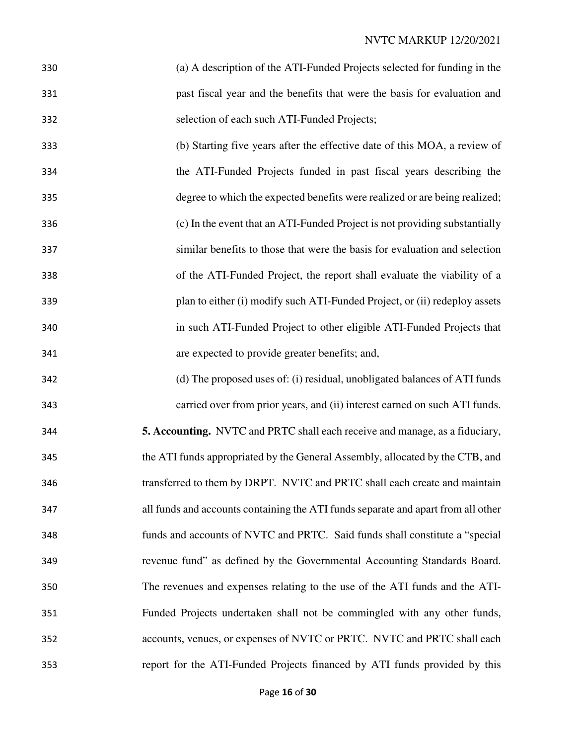(a) A description of the ATI-Funded Projects selected for funding in the past fiscal year and the benefits that were the basis for evaluation and selection of each such ATI-Funded Projects;

(b) Starting five years after the effective date of this MOA, a review of the ATI-Funded Projects funded in past fiscal years describing the degree to which the expected benefits were realized or are being realized;

(c) In the event that an ATI-Funded Project is not providing substantially similar benefits to those that were the basis for evaluation and selection of the ATI-Funded Project, the report shall evaluate the viability of a plan to either (i) modify such ATI-Funded Project, or (ii) redeploy assets in such ATI-Funded Project to other eligible ATI-Funded Projects that are expected to provide greater benefits; and,

(d) The proposed uses of: (i) residual, unobligated balances of ATI funds carried over from prior years, and (ii) interest earned on such ATI funds.

**5. Accounting.** NVTC and PRTC shall each receive and manage, as a fiduciary, the ATI funds appropriated by the General Assembly, allocated by the CTB, and transferred to them by DRPT. NVTC and PRTC shall each create and maintain all funds and accounts containing the ATI funds separate and apart from all other funds and accounts of NVTC and PRTC. Said funds shall constitute a "special revenue fund" as defined by the Governmental Accounting Standards Board. The revenues and expenses relating to the use of the ATI funds and the ATI-Funded Projects undertaken shall not be commingled with any other funds, accounts, venues, or expenses of NVTC or PRTC. NVTC and PRTC shall each report for the ATI-Funded Projects financed by ATI funds provided by this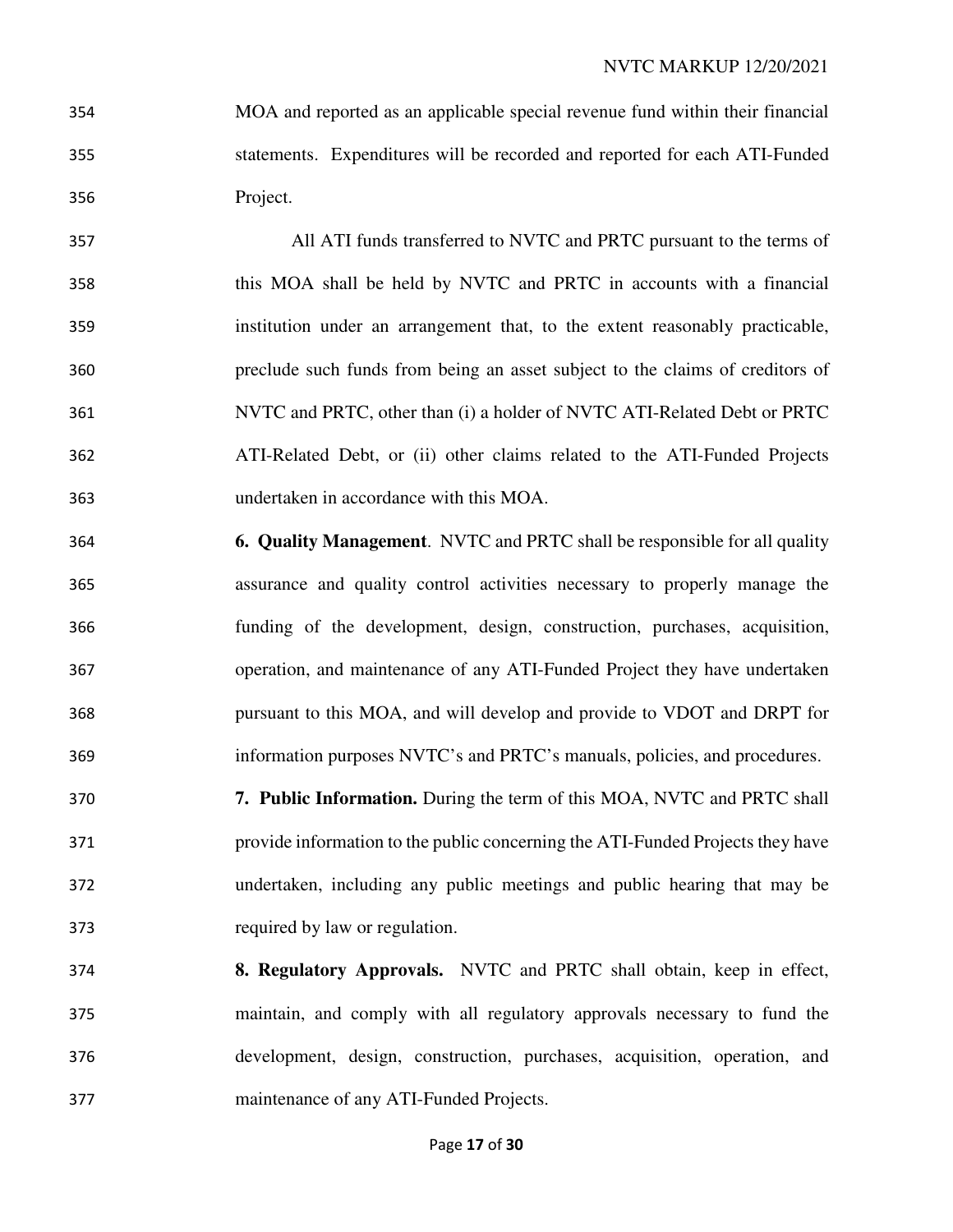MOA and reported as an applicable special revenue fund within their financial statements. Expenditures will be recorded and reported for each ATI-Funded Project.

All ATI funds transferred to NVTC and PRTC pursuant to the terms of this MOA shall be held by NVTC and PRTC in accounts with a financial institution under an arrangement that, to the extent reasonably practicable, preclude such funds from being an asset subject to the claims of creditors of NVTC and PRTC, other than (i) a holder of NVTC ATI-Related Debt or PRTC ATI-Related Debt, or (ii) other claims related to the ATI-Funded Projects undertaken in accordance with this MOA.

**6. Quality Management**. NVTC and PRTC shall be responsible for all quality assurance and quality control activities necessary to properly manage the funding of the development, design, construction, purchases, acquisition, operation, and maintenance of any ATI-Funded Project they have undertaken pursuant to this MOA, and will develop and provide to VDOT and DRPT for information purposes NVTC's and PRTC's manuals, policies, and procedures.

**7. Public Information.** During the term of this MOA, NVTC and PRTC shall provide information to the public concerning the ATI-Funded Projects they have undertaken, including any public meetings and public hearing that may be required by law or regulation.

**8. Regulatory Approvals.** NVTC and PRTC shall obtain, keep in effect, maintain, and comply with all regulatory approvals necessary to fund the development, design, construction, purchases, acquisition, operation, and maintenance of any ATI-Funded Projects.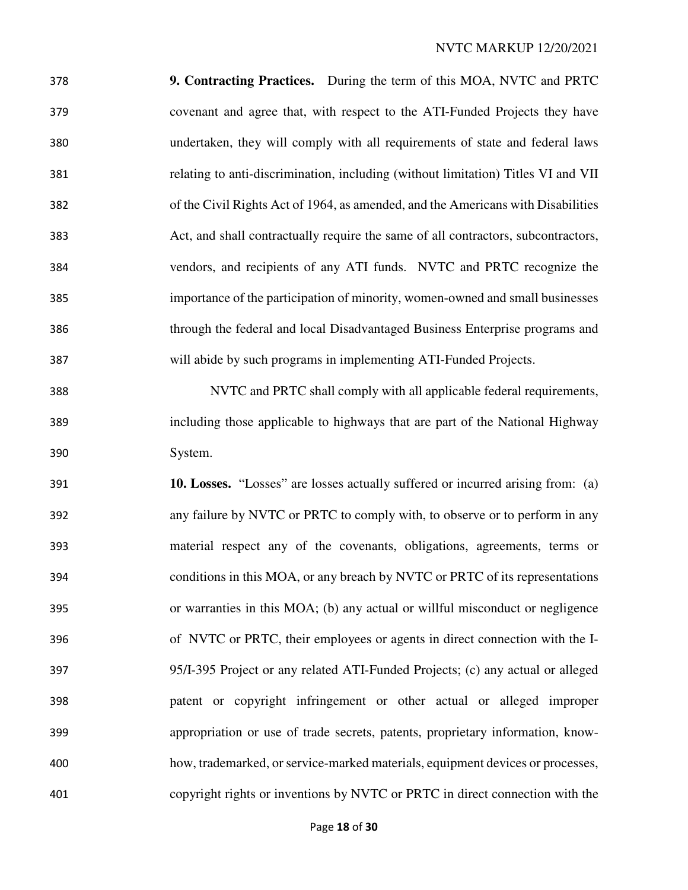**9. Contracting Practices.** During the term of this MOA, NVTC and PRTC covenant and agree that, with respect to the ATI-Funded Projects they have undertaken, they will comply with all requirements of state and federal laws relating to anti-discrimination, including (without limitation) Titles VI and VII of the Civil Rights Act of 1964, as amended, and the Americans with Disabilities Act, and shall contractually require the same of all contractors, subcontractors, vendors, and recipients of any ATI funds. NVTC and PRTC recognize the importance of the participation of minority, women-owned and small businesses through the federal and local Disadvantaged Business Enterprise programs and will abide by such programs in implementing ATI-Funded Projects.

NVTC and PRTC shall comply with all applicable federal requirements, including those applicable to highways that are part of the National Highway System.

**10. Losses.** "Losses" are losses actually suffered or incurred arising from: (a) any failure by NVTC or PRTC to comply with, to observe or to perform in any material respect any of the covenants, obligations, agreements, terms or conditions in this MOA, or any breach by NVTC or PRTC of its representations or warranties in this MOA; (b) any actual or willful misconduct or negligence of NVTC or PRTC, their employees or agents in direct connection with the I-95/I-395 Project or any related ATI-Funded Projects; (c) any actual or alleged patent or copyright infringement or other actual or alleged improper appropriation or use of trade secrets, patents, proprietary information, know-how, trademarked, or service-marked materials, equipment devices or processes, copyright rights or inventions by NVTC or PRTC in direct connection with the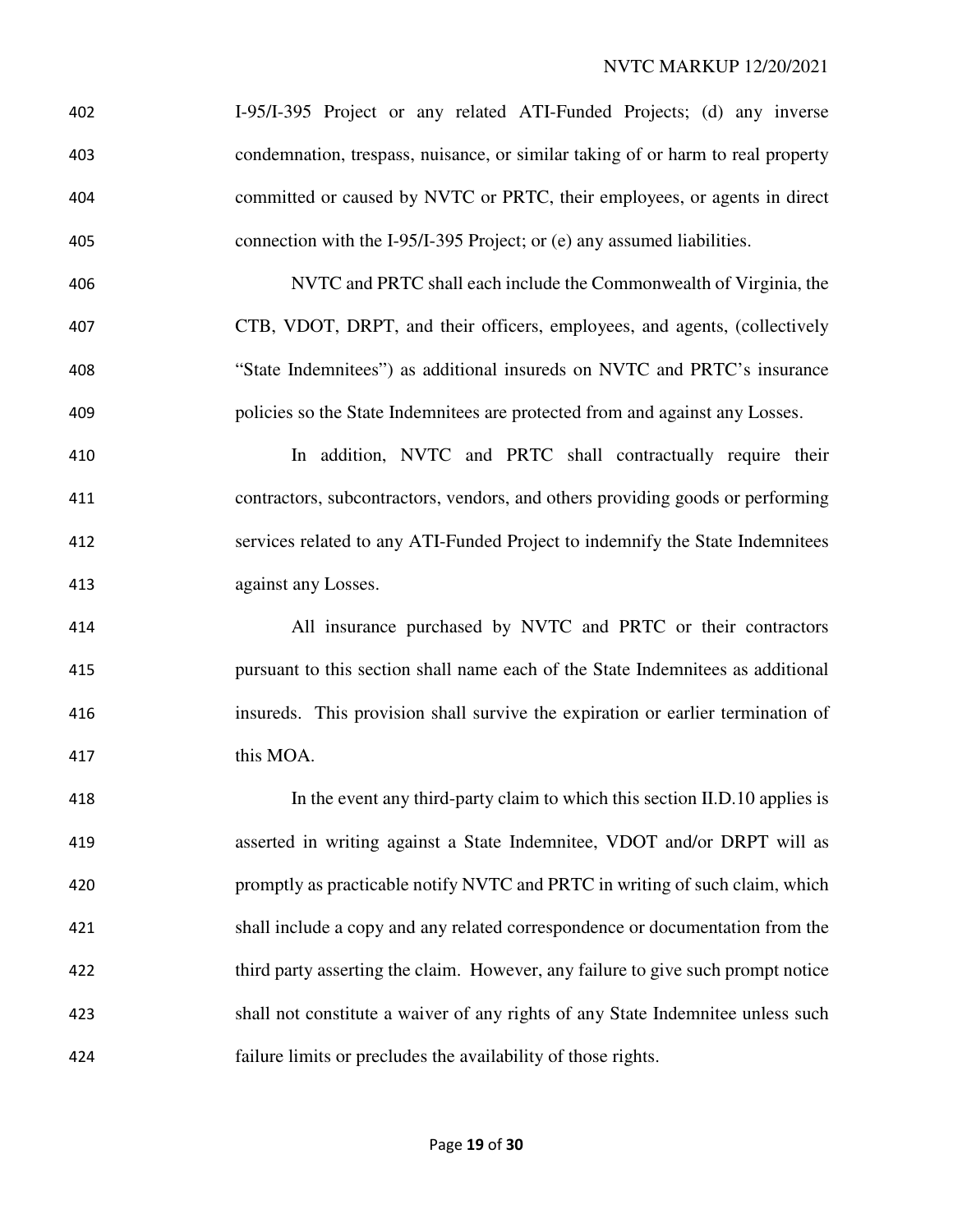I-95/I-395 Project or any related ATI-Funded Projects; (d) any inverse condemnation, trespass, nuisance, or similar taking of or harm to real property committed or caused by NVTC or PRTC, their employees, or agents in direct connection with the I-95/I-395 Project; or (e) any assumed liabilities.

NVTC and PRTC shall each include the Commonwealth of Virginia, the CTB, VDOT, DRPT, and their officers, employees, and agents, (collectively "State Indemnitees") as additional insureds on NVTC and PRTC's insurance policies so the State Indemnitees are protected from and against any Losses.

In addition, NVTC and PRTC shall contractually require their contractors, subcontractors, vendors, and others providing goods or performing services related to any ATI-Funded Project to indemnify the State Indemnitees against any Losses.

All insurance purchased by NVTC and PRTC or their contractors pursuant to this section shall name each of the State Indemnitees as additional insureds. This provision shall survive the expiration or earlier termination of this MOA.

In the event any third-party claim to which this section II.D.10 applies is asserted in writing against a State Indemnitee, VDOT and/or DRPT will as promptly as practicable notify NVTC and PRTC in writing of such claim, which shall include a copy and any related correspondence or documentation from the third party asserting the claim. However, any failure to give such prompt notice shall not constitute a waiver of any rights of any State Indemnitee unless such failure limits or precludes the availability of those rights.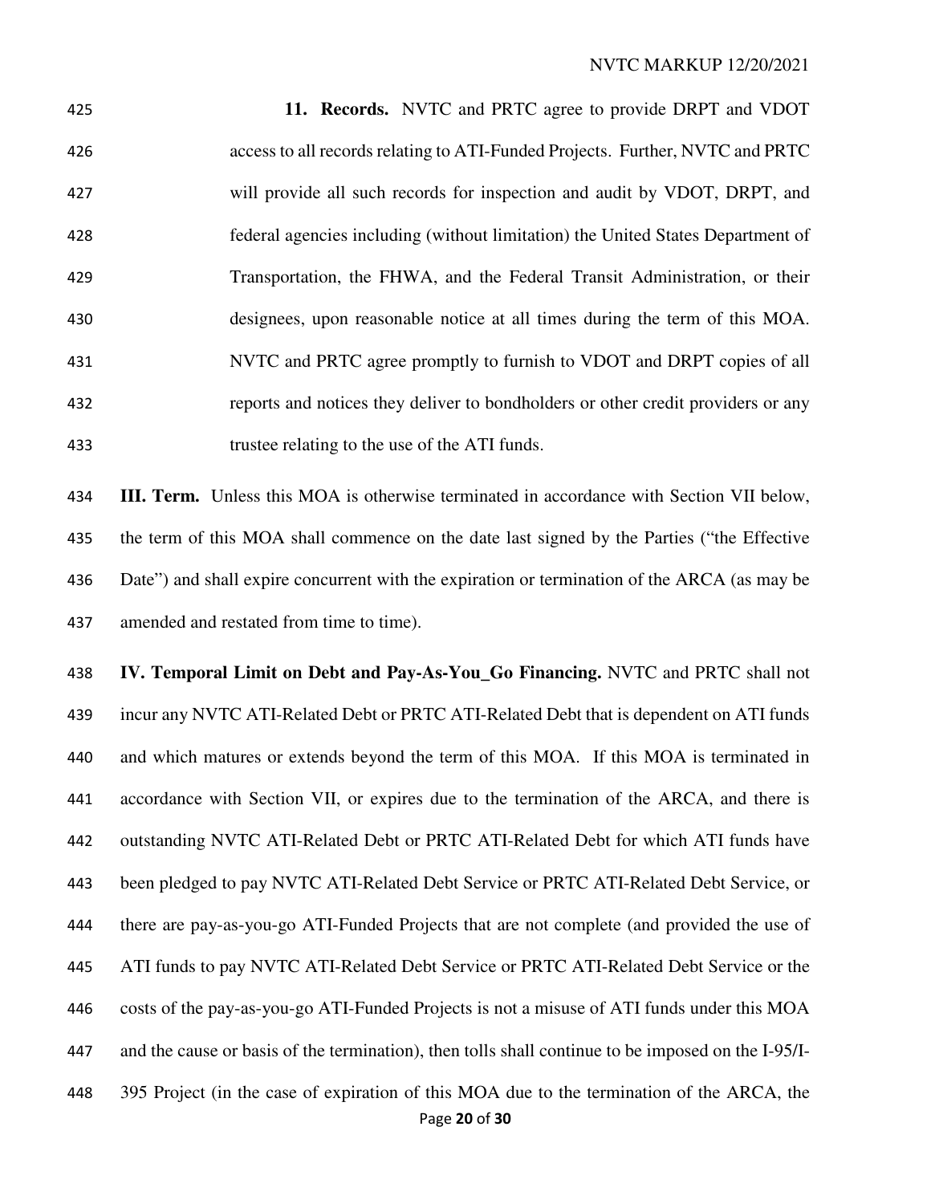**11. Records.** NVTC and PRTC agree to provide DRPT and VDOT access to all records relating to ATI-Funded Projects. Further, NVTC and PRTC will provide all such records for inspection and audit by VDOT, DRPT, and federal agencies including (without limitation) the United States Department of Transportation, the FHWA, and the Federal Transit Administration, or their designees, upon reasonable notice at all times during the term of this MOA. NVTC and PRTC agree promptly to furnish to VDOT and DRPT copies of all reports and notices they deliver to bondholders or other credit providers or any trustee relating to the use of the ATI funds.

**III. Term.** Unless this MOA is otherwise terminated in accordance with Section VII below, the term of this MOA shall commence on the date last signed by the Parties ("the Effective Date") and shall expire concurrent with the expiration or termination of the ARCA (as may be amended and restated from time to time).

**IV. Temporal Limit on Debt and Pay-As-You_Go Financing.** NVTC and PRTC shall not incur any NVTC ATI-Related Debt or PRTC ATI-Related Debt that is dependent on ATI funds and which matures or extends beyond the term of this MOA. If this MOA is terminated in accordance with Section VII, or expires due to the termination of the ARCA, and there is outstanding NVTC ATI-Related Debt or PRTC ATI-Related Debt for which ATI funds have been pledged to pay NVTC ATI-Related Debt Service or PRTC ATI-Related Debt Service, or there are pay-as-you-go ATI-Funded Projects that are not complete (and provided the use of ATI funds to pay NVTC ATI-Related Debt Service or PRTC ATI-Related Debt Service or the costs of the pay-as-you-go ATI-Funded Projects is not a misuse of ATI funds under this MOA and the cause or basis of the termination), then tolls shall continue to be imposed on the I-95/I-395 Project (in the case of expiration of this MOA due to the termination of the ARCA, the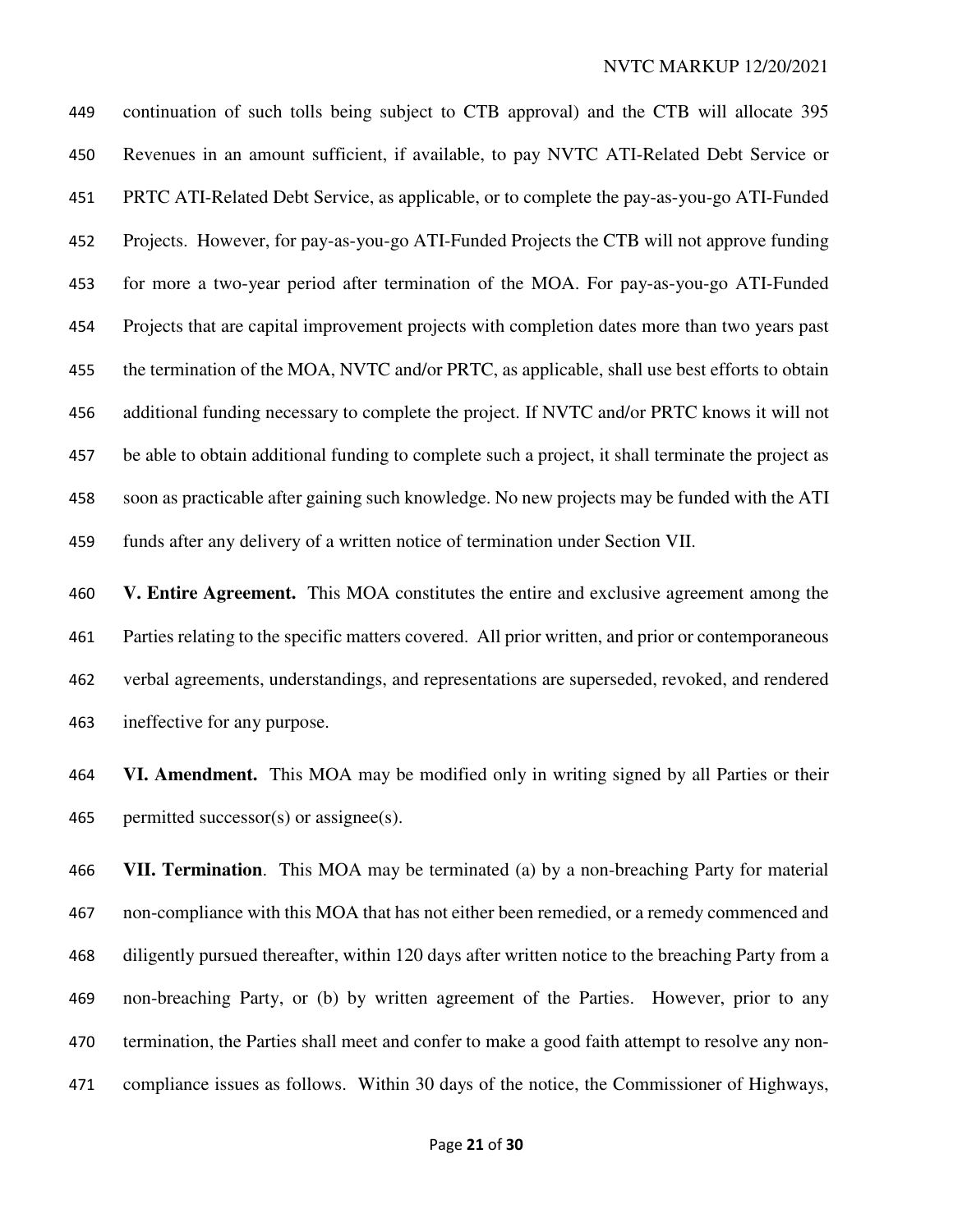continuation of such tolls being subject to CTB approval) and the CTB will allocate 395 Revenues in an amount sufficient, if available, to pay NVTC ATI-Related Debt Service or PRTC ATI-Related Debt Service, as applicable, or to complete the pay-as-you-go ATI-Funded Projects. However, for pay-as-you-go ATI-Funded Projects the CTB will not approve funding for more a two-year period after termination of the MOA. For pay-as-you-go ATI-Funded Projects that are capital improvement projects with completion dates more than two years past the termination of the MOA, NVTC and/or PRTC, as applicable, shall use best efforts to obtain additional funding necessary to complete the project. If NVTC and/or PRTC knows it will not be able to obtain additional funding to complete such a project, it shall terminate the project as soon as practicable after gaining such knowledge. No new projects may be funded with the ATI funds after any delivery of a written notice of termination under Section VII.

**V. Entire Agreement.** This MOA constitutes the entire and exclusive agreement among the Parties relating to the specific matters covered. All prior written, and prior or contemporaneous verbal agreements, understandings, and representations are superseded, revoked, and rendered ineffective for any purpose.

**VI. Amendment.** This MOA may be modified only in writing signed by all Parties or their permitted successor(s) or assignee(s).

**VII. Termination**. This MOA may be terminated (a) by a non-breaching Party for material non-compliance with this MOA that has not either been remedied, or a remedy commenced and diligently pursued thereafter, within 120 days after written notice to the breaching Party from a non-breaching Party, or (b) by written agreement of the Parties. However, prior to any termination, the Parties shall meet and confer to make a good faith attempt to resolve any non-compliance issues as follows. Within 30 days of the notice, the Commissioner of Highways,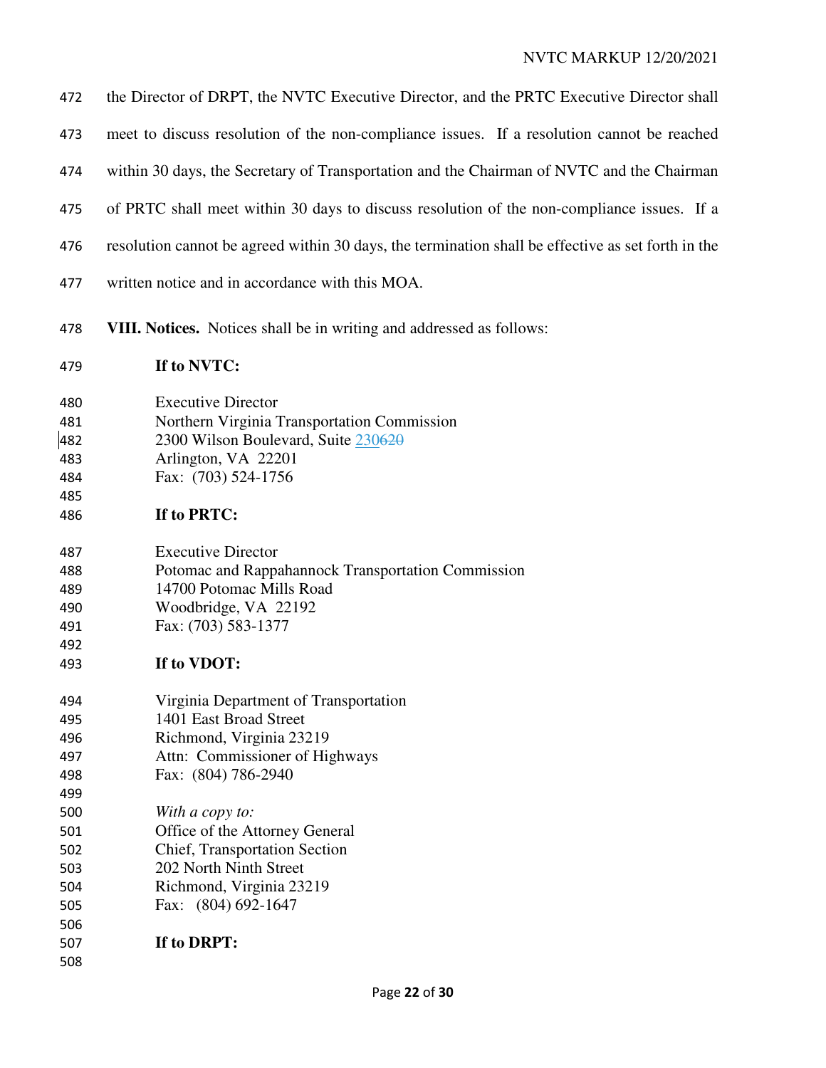the Director of DRPT, the NVTC Executive Director, and the PRTC Executive Director shall meet to discuss resolution of the non-compliance issues. If a resolution cannot be reached within 30 days, the Secretary of Transportation and the Chairman of NVTC and the Chairman of PRTC shall meet within 30 days to discuss resolution of the non-compliance issues. If a resolution cannot be agreed within 30 days, the termination shall be effective as set forth in the written notice and in accordance with this MOA.

**VIII. Notices.** Notices shall be in writing and addressed as follows:

**If to NVTC:**

Executive Director
Northern Virginia Transportation Commission
2300 Wilson Boulevard, Suite 230~~620~~
Arlington, VA 22201
Fax: (703) 524-1756

**If to PRTC:**

Executive Director
Potomac and Rappahannock Transportation Commission
14700 Potomac Mills Road
Woodbridge, VA 22192
Fax: (703) 583-1377

**If to VDOT:**

Virginia Department of Transportation
1401 East Broad Street
Richmond, Virginia 23219
Attn: Commissioner of Highways
Fax: (804) 786-2940

*With a copy to:*
Office of the Attorney General
Chief, Transportation Section
202 North Ninth Street
Richmond, Virginia 23219
Fax: (804) 692-1647

**If to DRPT:**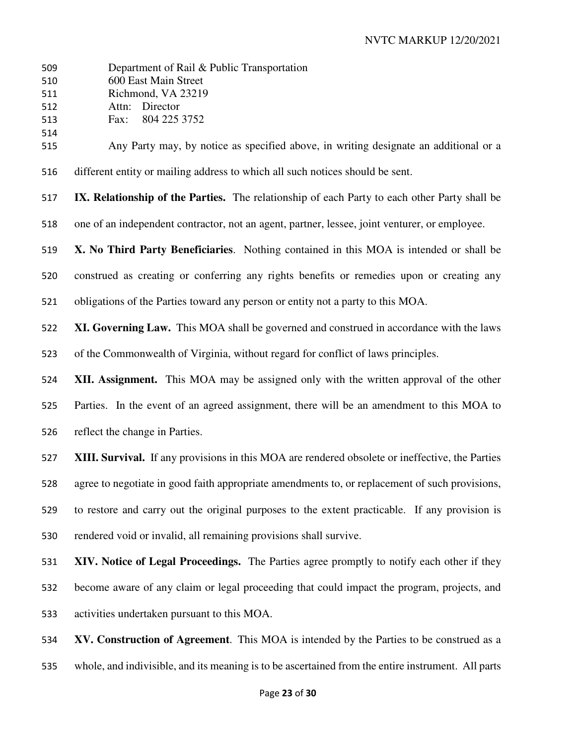Department of Rail & Public Transportation
600 East Main Street
Richmond, VA 23219
Attn: Director
Fax: 804 225 3752

Any Party may, by notice as specified above, in writing designate an additional or a different entity or mailing address to which all such notices should be sent.

**IX. Relationship of the Parties.** The relationship of each Party to each other Party shall be one of an independent contractor, not an agent, partner, lessee, joint venturer, or employee.

**X. No Third Party Beneficiaries**. Nothing contained in this MOA is intended or shall be construed as creating or conferring any rights benefits or remedies upon or creating any obligations of the Parties toward any person or entity not a party to this MOA.

**XI. Governing Law.** This MOA shall be governed and construed in accordance with the laws of the Commonwealth of Virginia, without regard for conflict of laws principles.

**XII. Assignment.** This MOA may be assigned only with the written approval of the other Parties. In the event of an agreed assignment, there will be an amendment to this MOA to reflect the change in Parties.

**XIII. Survival.** If any provisions in this MOA are rendered obsolete or ineffective, the Parties agree to negotiate in good faith appropriate amendments to, or replacement of such provisions, to restore and carry out the original purposes to the extent practicable. If any provision is rendered void or invalid, all remaining provisions shall survive.

**XIV. Notice of Legal Proceedings.** The Parties agree promptly to notify each other if they become aware of any claim or legal proceeding that could impact the program, projects, and activities undertaken pursuant to this MOA.

**XV. Construction of Agreement**. This MOA is intended by the Parties to be construed as a whole, and indivisible, and its meaning is to be ascertained from the entire instrument. All parts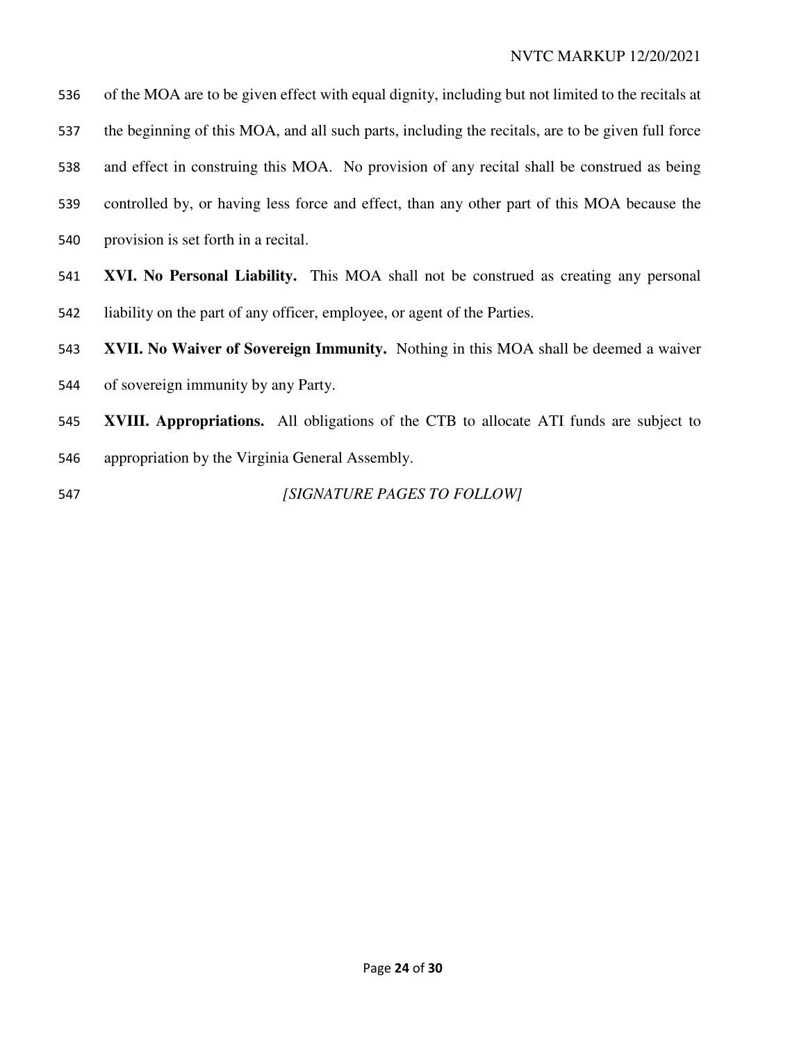of the MOA are to be given effect with equal dignity, including but not limited to the recitals at the beginning of this MOA, and all such parts, including the recitals, are to be given full force and effect in construing this MOA. No provision of any recital shall be construed as being controlled by, or having less force and effect, than any other part of this MOA because the provision is set forth in a recital.

**XVI. No Personal Liability.** This MOA shall not be construed as creating any personal liability on the part of any officer, employee, or agent of the Parties.

**XVII. No Waiver of Sovereign Immunity.** Nothing in this MOA shall be deemed a waiver of sovereign immunity by any Party.

**XVIII. Appropriations.** All obligations of the CTB to allocate ATI funds are subject to appropriation by the Virginia General Assembly.

*[SIGNATURE PAGES TO FOLLOW]*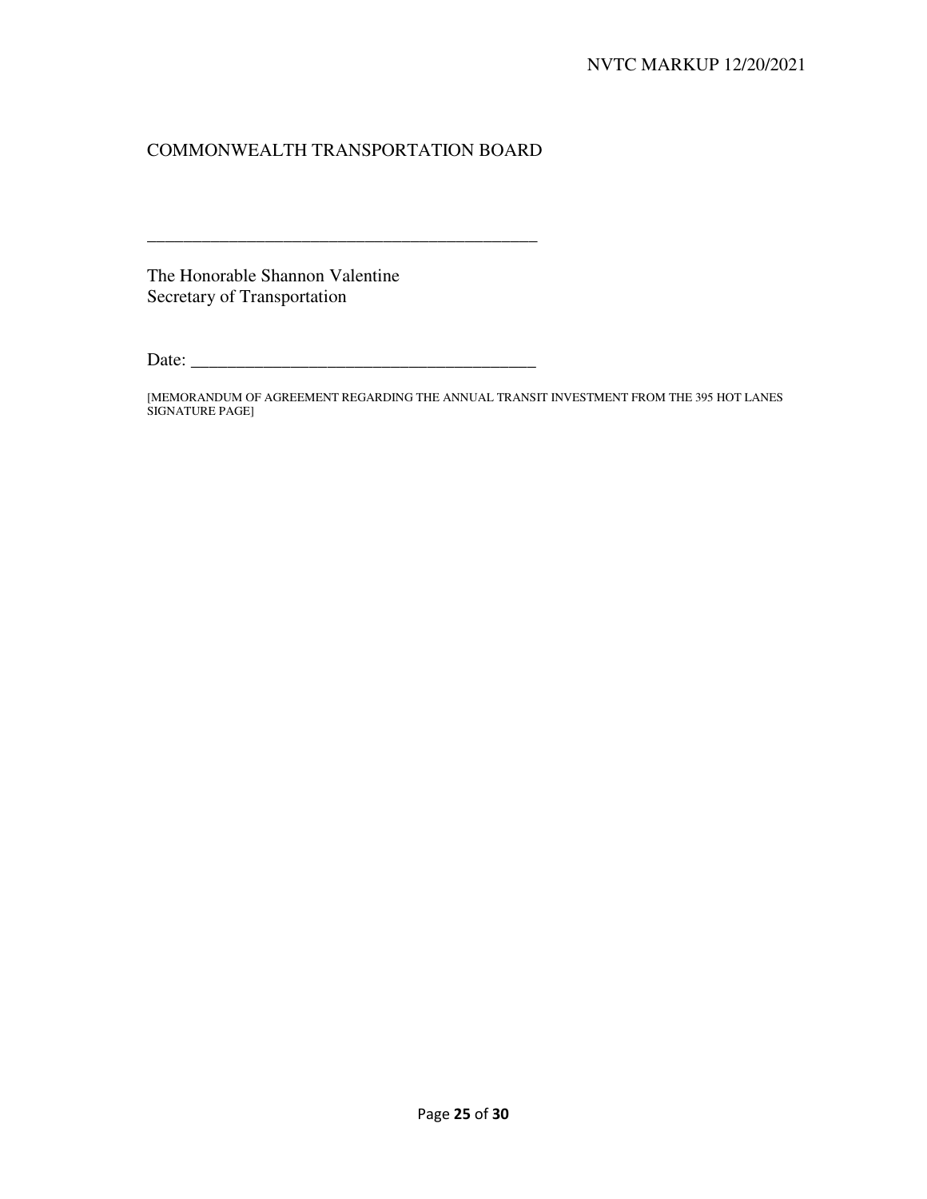COMMONWEALTH TRANSPORTATION BOARD

\_\_\_\_\_\_\_\_\_\_\_\_\_\_\_\_\_\_\_\_\_\_\_\_\_\_\_\_\_\_\_\_\_\_\_\_\_\_\_\_\_\_

The Honorable Shannon Valentine
Secretary of Transportation

Date: \_\_\_\_\_\_\_\_\_\_\_\_\_\_\_\_\_\_\_\_\_\_\_\_\_\_\_\_\_\_\_\_\_\_\_\_\_\_

[MEMORANDUM OF AGREEMENT REGARDING THE ANNUAL TRANSIT INVESTMENT FROM THE 395 HOT LANES SIGNATURE PAGE]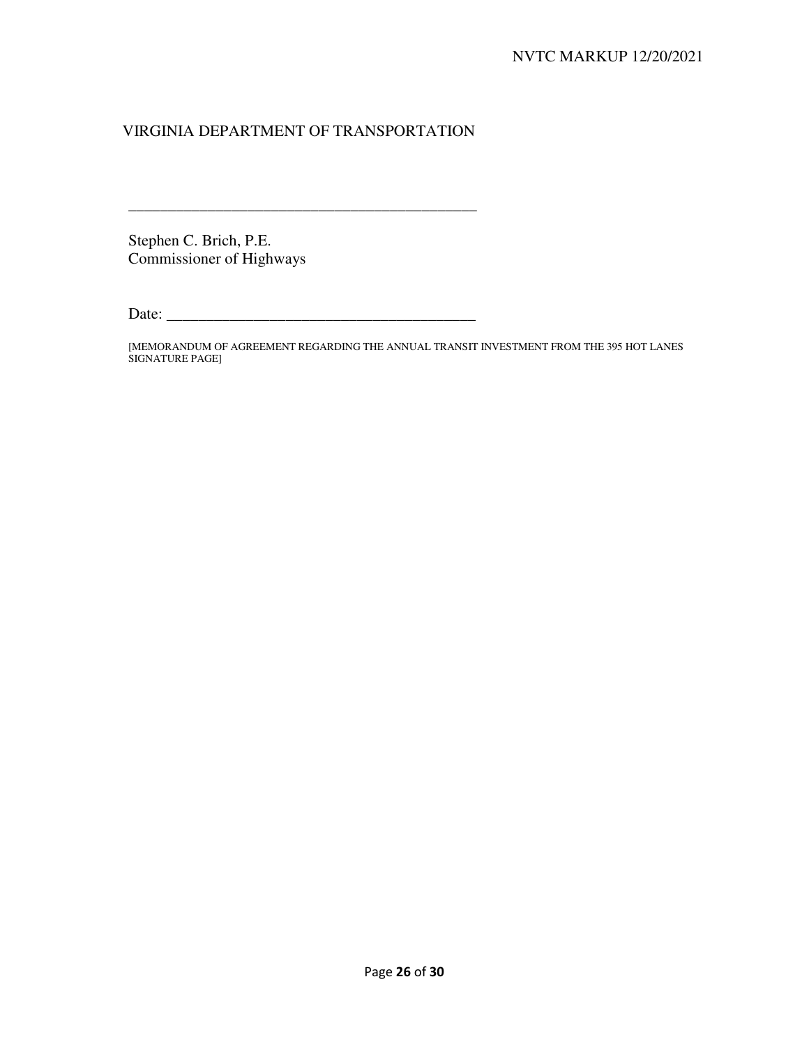VIRGINIA DEPARTMENT OF TRANSPORTATION

\_\_\_\_\_\_\_\_\_\_\_\_\_\_\_\_\_\_\_\_\_\_\_\_\_\_\_\_\_\_\_\_\_\_\_\_\_\_\_\_\_\_\_\_

Stephen C. Brich, P.E.
Commissioner of Highways

Date: \_\_\_\_\_\_\_\_\_\_\_\_\_\_\_\_\_\_\_\_\_\_\_\_\_\_\_\_\_\_\_\_\_\_\_\_\_\_

[MEMORANDUM OF AGREEMENT REGARDING THE ANNUAL TRANSIT INVESTMENT FROM THE 395 HOT LANES SIGNATURE PAGE]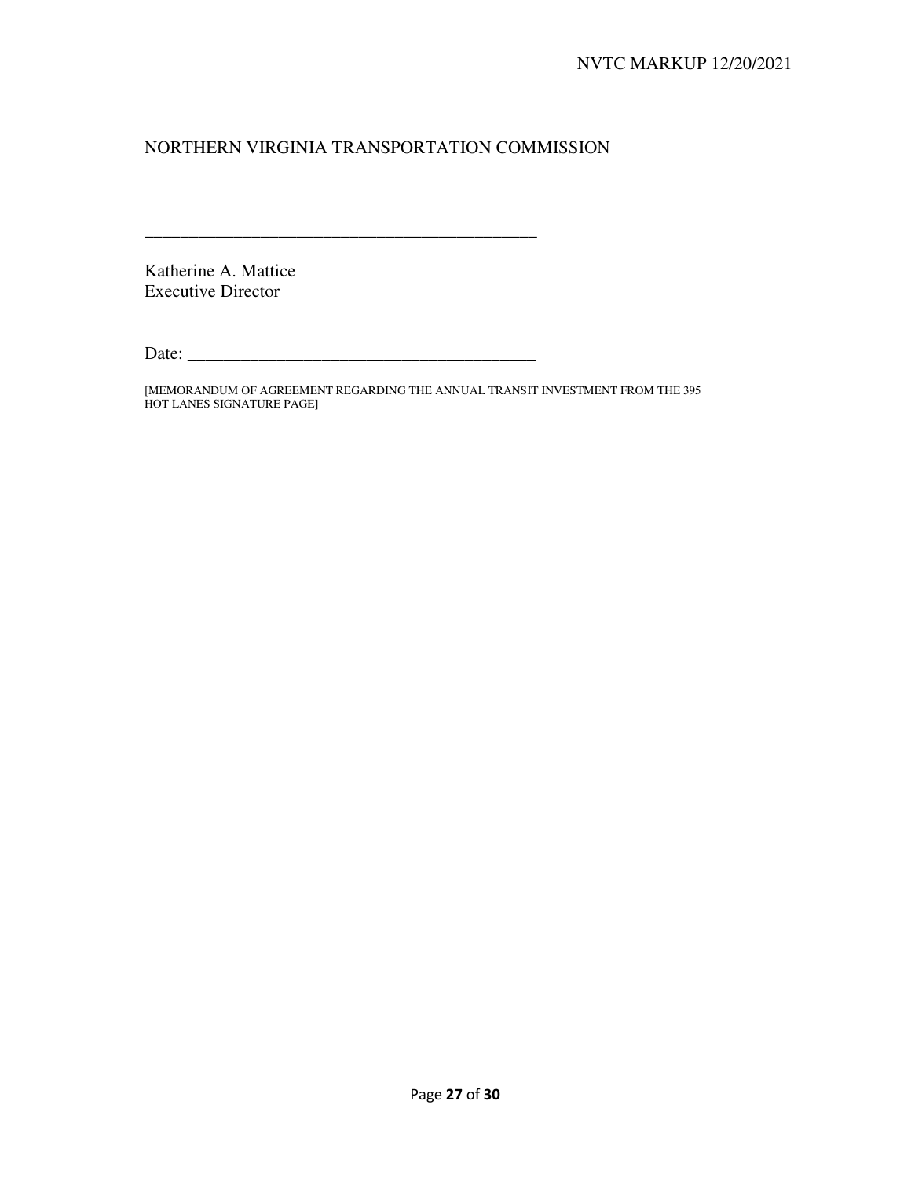NORTHERN VIRGINIA TRANSPORTATION COMMISSION

____________________________________________

Katherine A. Mattice
Executive Director

Date: ______________________________________

[MEMORANDUM OF AGREEMENT REGARDING THE ANNUAL TRANSIT INVESTMENT FROM THE 395 HOT LANES SIGNATURE PAGE]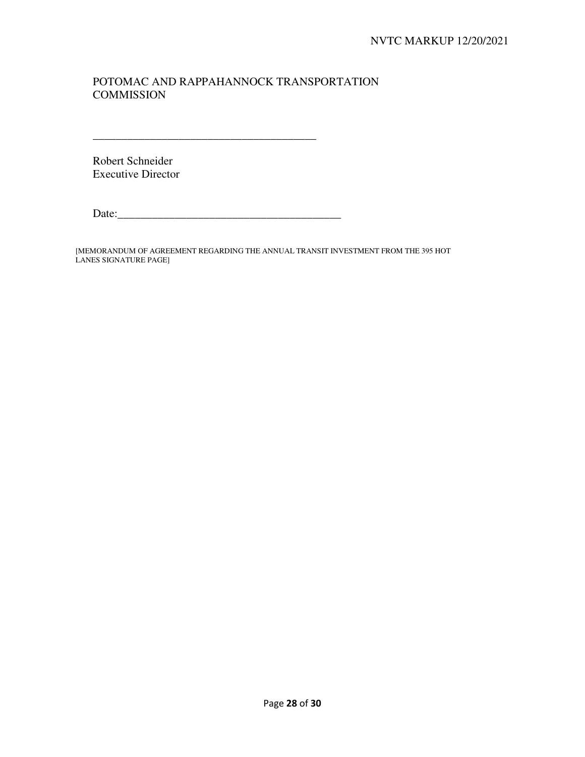POTOMAC AND RAPPAHANNOCK TRANSPORTATION COMMISSION

\_\_\_\_\_\_\_\_\_\_\_\_\_\_\_\_\_\_\_\_\_\_\_\_\_\_\_\_\_\_\_\_\_\_\_\_\_\_\_\_

Robert Schneider
Executive Director

Date:\_\_\_\_\_\_\_\_\_\_\_\_\_\_\_\_\_\_\_\_\_\_\_\_\_\_\_\_\_\_\_\_\_\_\_\_\_\_\_\_

[MEMORANDUM OF AGREEMENT REGARDING THE ANNUAL TRANSIT INVESTMENT FROM THE 395 HOT LANES SIGNATURE PAGE]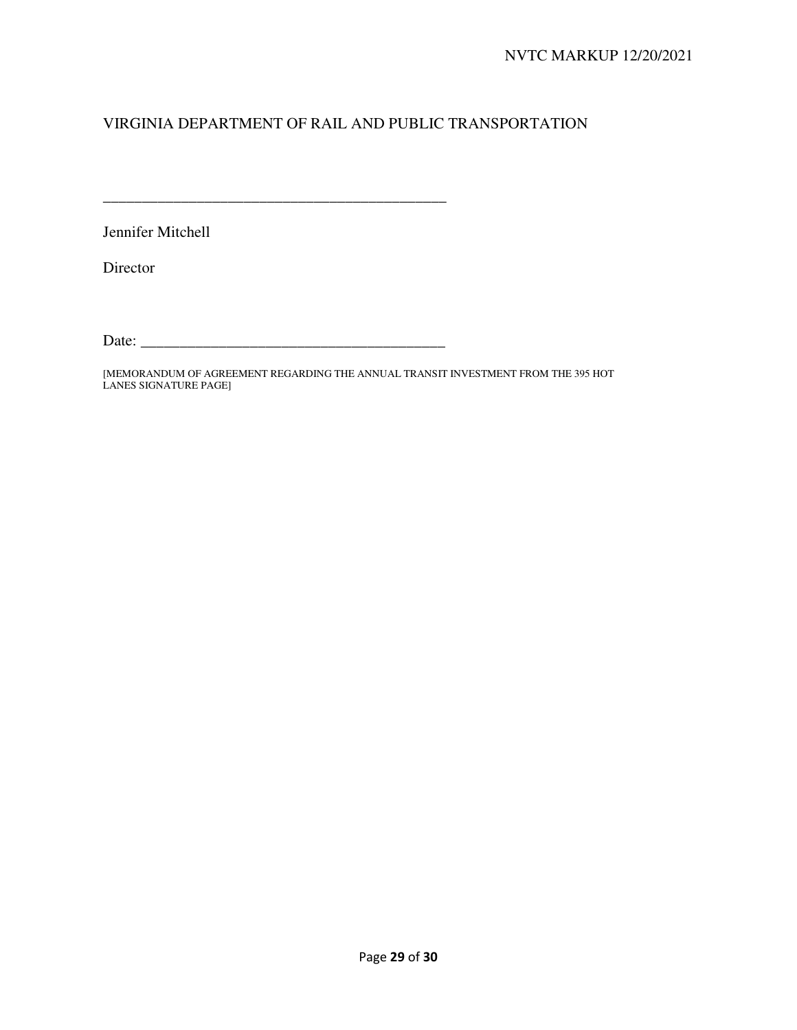VIRGINIA DEPARTMENT OF RAIL AND PUBLIC TRANSPORTATION

_____________________________________________

Jennifer Mitchell

Director

Date: ____________________________________

[MEMORANDUM OF AGREEMENT REGARDING THE ANNUAL TRANSIT INVESTMENT FROM THE 395 HOT LANES SIGNATURE PAGE]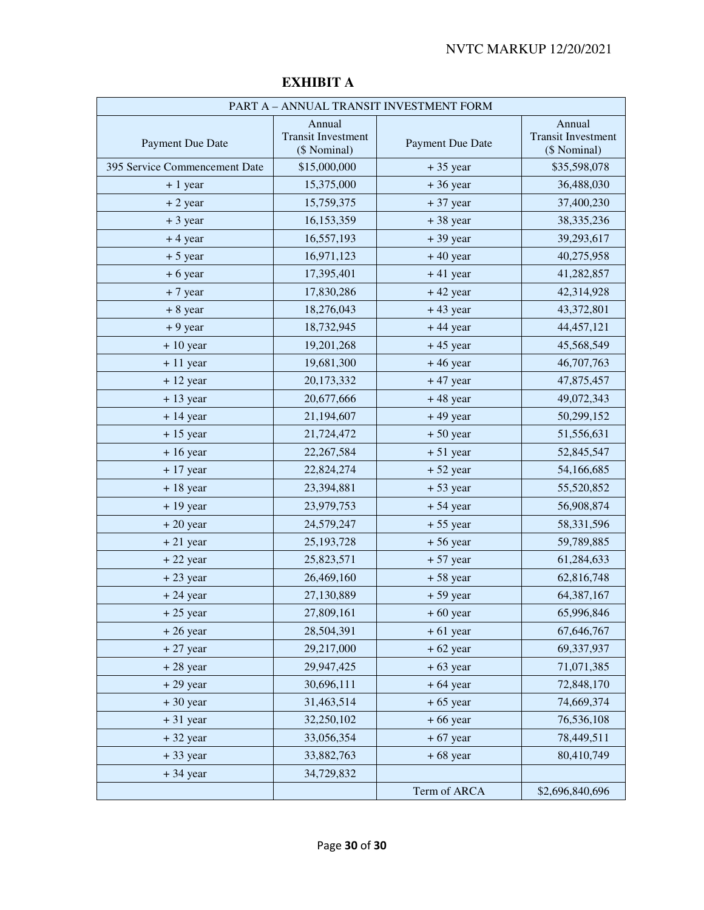# EXHIBIT A

| PART A – ANNUAL TRANSIT INVESTMENT FORM | | | |
|---|---|---|---|
| Payment Due Date | Annual Transit Investment ($ Nominal) | Payment Due Date | Annual Transit Investment ($ Nominal) |
| 395 Service Commencement Date | $15,000,000 | + 35 year | $35,598,078 |
| + 1 year | 15,375,000 | + 36 year | 36,488,030 |
| + 2 year | 15,759,375 | + 37 year | 37,400,230 |
| + 3 year | 16,153,359 | + 38 year | 38,335,236 |
| + 4 year | 16,557,193 | + 39 year | 39,293,617 |
| + 5 year | 16,971,123 | + 40 year | 40,275,958 |
| + 6 year | 17,395,401 | + 41 year | 41,282,857 |
| + 7 year | 17,830,286 | + 42 year | 42,314,928 |
| + 8 year | 18,276,043 | + 43 year | 43,372,801 |
| + 9 year | 18,732,945 | + 44 year | 44,457,121 |
| + 10 year | 19,201,268 | + 45 year | 45,568,549 |
| + 11 year | 19,681,300 | + 46 year | 46,707,763 |
| + 12 year | 20,173,332 | + 47 year | 47,875,457 |
| + 13 year | 20,677,666 | + 48 year | 49,072,343 |
| + 14 year | 21,194,607 | + 49 year | 50,299,152 |
| + 15 year | 21,724,472 | + 50 year | 51,556,631 |
| + 16 year | 22,267,584 | + 51 year | 52,845,547 |
| + 17 year | 22,824,274 | + 52 year | 54,166,685 |
| + 18 year | 23,394,881 | + 53 year | 55,520,852 |
| + 19 year | 23,979,753 | + 54 year | 56,908,874 |
| + 20 year | 24,579,247 | + 55 year | 58,331,596 |
| + 21 year | 25,193,728 | + 56 year | 59,789,885 |
| + 22 year | 25,823,571 | + 57 year | 61,284,633 |
| + 23 year | 26,469,160 | + 58 year | 62,816,748 |
| + 24 year | 27,130,889 | + 59 year | 64,387,167 |
| + 25 year | 27,809,161 | + 60 year | 65,996,846 |
| + 26 year | 28,504,391 | + 61 year | 67,646,767 |
| + 27 year | 29,217,000 | + 62 year | 69,337,937 |
| + 28 year | 29,947,425 | + 63 year | 71,071,385 |
| + 29 year | 30,696,111 | + 64 year | 72,848,170 |
| + 30 year | 31,463,514 | + 65 year | 74,669,374 |
| + 31 year | 32,250,102 | + 66 year | 76,536,108 |
| + 32 year | 33,056,354 | + 67 year | 78,449,511 |
| + 33 year | 33,882,763 | + 68 year | 80,410,749 |
| + 34 year | 34,729,832 | | |
| | | Term of ARCA | $2,696,840,696 |